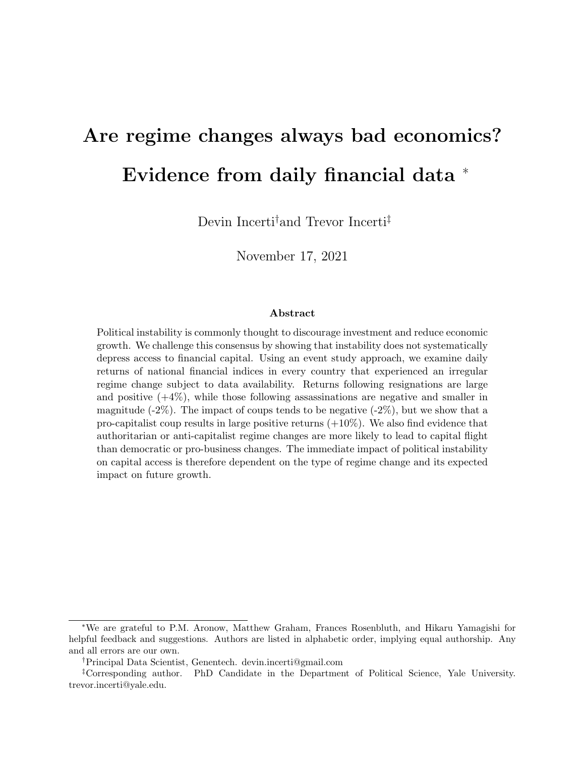# Are regime changes always bad economics? Evidence from daily financial data [*]

Devin Incerti[†] and Trevor Incerti[‡]

November 17, 2021

### Abstract

Political instability is commonly thought to discourage investment and reduce economic growth. We challenge this consensus by showing that instability does not systematically depress access to financial capital. Using an event study approach, we examine daily returns of national financial indices in every country that experienced an irregular regime change subject to data availability. Returns following resignations are large and positive (+4%), while those following assassinations are negative and smaller in magnitude (-2%). The impact of coups tends to be negative (-2%), but we show that a pro-capitalist coup results in large positive returns (+10%). We also find evidence that authoritarian or anti-capitalist regime changes are more likely to lead to capital flight than democratic or pro-business changes. The immediate impact of political instability on capital access is therefore dependent on the type of regime change and its expected impact on future growth.

---

[*] We are grateful to P.M. Aronow, Matthew Graham, Frances Rosenbluth, and Hikaru Yamagishi for helpful feedback and suggestions. Authors are listed in alphabetic order, implying equal authorship. Any and all errors are our own.

[†] Principal Data Scientist, Genentech. devin.incerti@gmail.com

[‡] Corresponding author. PhD Candidate in the Department of Political Science, Yale University. trevor.incerti@yale.edu.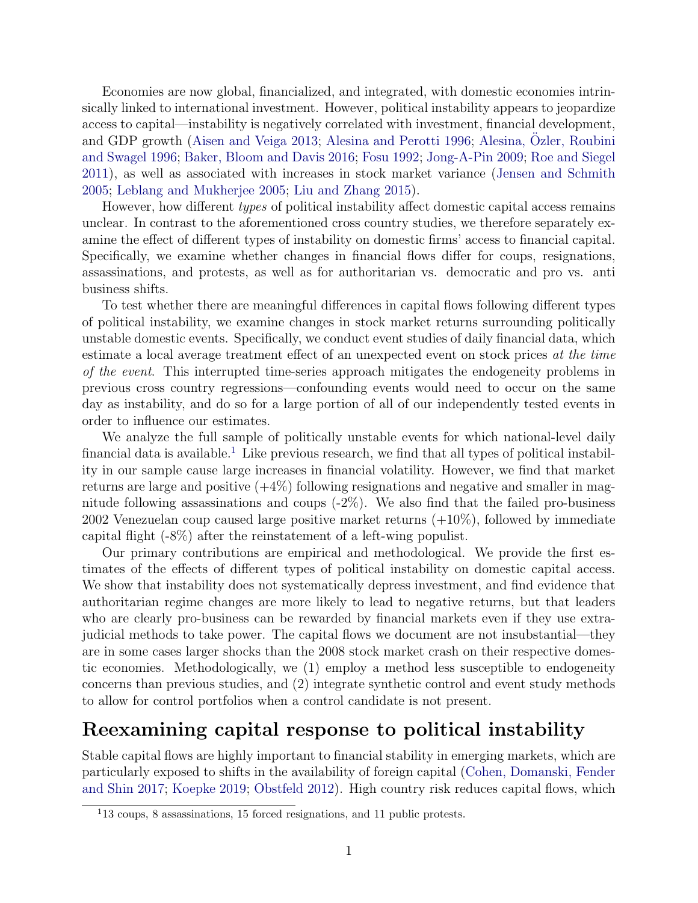Economies are now global, financialized, and integrated, with domestic economies intrinsically linked to international investment. However, political instability appears to jeopardize access to capital—instability is negatively correlated with investment, financial development, and GDP growth (Aisen and Veiga 2013; Alesina and Perotti 1996; Alesina, Özler, Roubini and Swagel 1996; Baker, Bloom and Davis 2016; Fosu 1992; Jong-A-Pin 2009; Roe and Siegel 2011), as well as associated with increases in stock market variance (Jensen and Schmith 2005; Leblang and Mukherjee 2005; Liu and Zhang 2015).

However, how different *types* of political instability affect domestic capital access remains unclear. In contrast to the aforementioned cross country studies, we therefore separately examine the effect of different types of instability on domestic firms' access to financial capital. Specifically, we examine whether changes in financial flows differ for coups, resignations, assassinations, and protests, as well as for authoritarian vs. democratic and pro vs. anti business shifts.

To test whether there are meaningful differences in capital flows following different types of political instability, we examine changes in stock market returns surrounding politically unstable domestic events. Specifically, we conduct event studies of daily financial data, which estimate a local average treatment effect of an unexpected event on stock prices *at the time of the event*. This interrupted time-series approach mitigates the endogeneity problems in previous cross country regressions—confounding events would need to occur on the same day as instability, and do so for a large portion of all of our independently tested events in order to influence our estimates.

We analyze the full sample of politically unstable events for which national-level daily financial data is available.[1] Like previous research, we find that all types of political instability in our sample cause large increases in financial volatility. However, we find that market returns are large and positive (+4%) following resignations and negative and smaller in magnitude following assassinations and coups (-2%). We also find that the failed pro-business 2002 Venezuelan coup caused large positive market returns (+10%), followed by immediate capital flight (-8%) after the reinstatement of a left-wing populist.

Our primary contributions are empirical and methodological. We provide the first estimates of the effects of different types of political instability on domestic capital access. We show that instability does not systematically depress investment, and find evidence that authoritarian regime changes are more likely to lead to negative returns, but that leaders who are clearly pro-business can be rewarded by financial markets even if they use extra-judicial methods to take power. The capital flows we document are not insubstantial—they are in some cases larger shocks than the 2008 stock market crash on their respective domestic economies. Methodologically, we (1) employ a method less susceptible to endogeneity concerns than previous studies, and (2) integrate synthetic control and event study methods to allow for control portfolios when a control candidate is not present.

## Reexamining capital response to political instability

Stable capital flows are highly important to financial stability in emerging markets, which are particularly exposed to shifts in the availability of foreign capital (Cohen, Domanski, Fender and Shin 2017; Koepke 2019; Obstfeld 2012). High country risk reduces capital flows, which

[1] 13 coups, 8 assassinations, 15 forced resignations, and 11 public protests.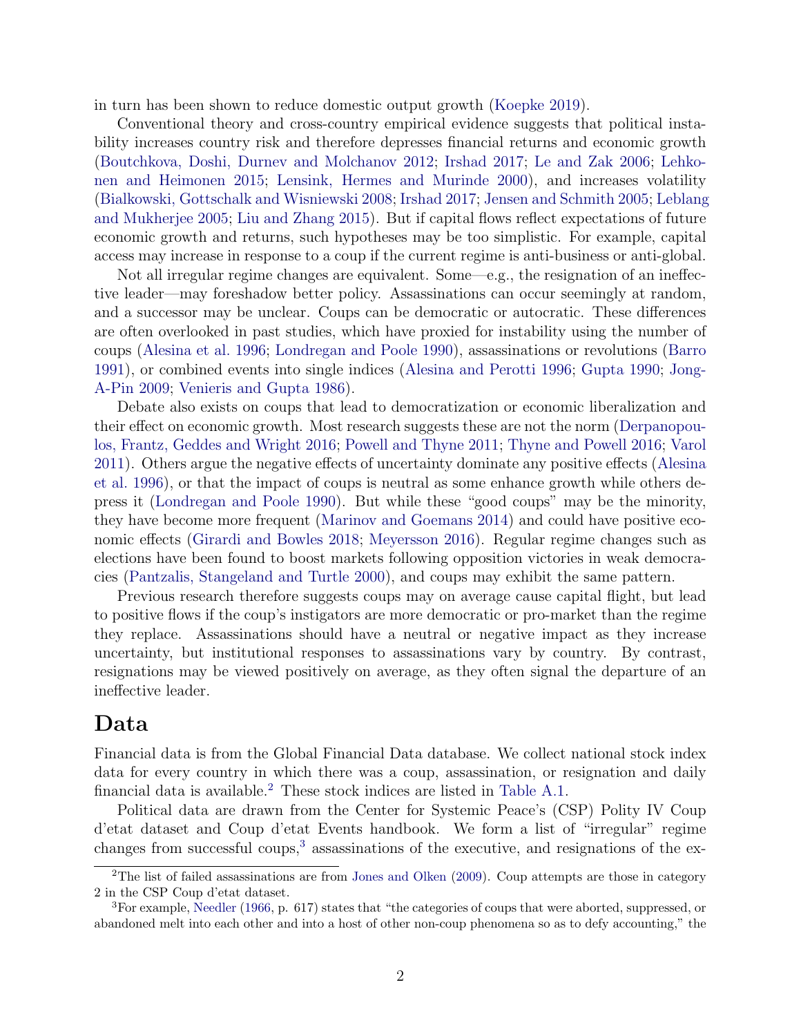in turn has been shown to reduce domestic output growth (Koepke 2019).

Conventional theory and cross-country empirical evidence suggests that political instability increases country risk and therefore depresses financial returns and economic growth (Boutchkova, Doshi, Durnev and Molchanov 2012; Irshad 2017; Le and Zak 2006; Lehkonen and Heimonen 2015; Lensink, Hermes and Murinde 2000), and increases volatility (Bialkowski, Gottschalk and Wisniewski 2008; Irshad 2017; Jensen and Schmith 2005; Leblang and Mukherjee 2005; Liu and Zhang 2015). But if capital flows reflect expectations of future economic growth and returns, such hypotheses may be too simplistic. For example, capital access may increase in response to a coup if the current regime is anti-business or anti-global.

Not all irregular regime changes are equivalent. Some—e.g., the resignation of an ineffective leader—may foreshadow better policy. Assassinations can occur seemingly at random, and a successor may be unclear. Coups can be democratic or autocratic. These differences are often overlooked in past studies, which have proxied for instability using the number of coups (Alesina et al. 1996; Londregan and Poole 1990), assassinations or revolutions (Barro 1991), or combined events into single indices (Alesina and Perotti 1996; Gupta 1990; Jong-A-Pin 2009; Venieris and Gupta 1986).

Debate also exists on coups that lead to democratization or economic liberalization and their effect on economic growth. Most research suggests these are not the norm (Derpanopoulos, Frantz, Geddes and Wright 2016; Powell and Thyne 2011; Thyne and Powell 2016; Varol 2011). Others argue the negative effects of uncertainty dominate any positive effects (Alesina et al. 1996), or that the impact of coups is neutral as some enhance growth while others depress it (Londregan and Poole 1990). But while these "good coups" may be the minority, they have become more frequent (Marinov and Goemans 2014) and could have positive economic effects (Girardi and Bowles 2018; Meyersson 2016). Regular regime changes such as elections have been found to boost markets following opposition victories in weak democracies (Pantzalis, Stangeland and Turtle 2000), and coups may exhibit the same pattern.

Previous research therefore suggests coups may on average cause capital flight, but lead to positive flows if the coup's instigators are more democratic or pro-market than the regime they replace. Assassinations should have a neutral or negative impact as they increase uncertainty, but institutional responses to assassinations vary by country. By contrast, resignations may be viewed positively on average, as they often signal the departure of an ineffective leader.

## Data

Financial data is from the Global Financial Data database. We collect national stock index data for every country in which there was a coup, assassination, or resignation and daily financial data is available.[2] These stock indices are listed in Table A.1.

Political data are drawn from the Center for Systemic Peace's (CSP) Polity IV Coup d'etat dataset and Coup d'etat Events handbook. We form a list of "irregular" regime changes from successful coups,[3] assassinations of the executive, and resignations of the ex-

[2] The list of failed assassinations are from Jones and Olken (2009). Coup attempts are those in category 2 in the CSP Coup d'etat dataset.

[3] For example, Needler (1966, p. 617) states that "the categories of coups that were aborted, suppressed, or abandoned melt into each other and into a host of other non-coup phenomena so as to defy accounting," the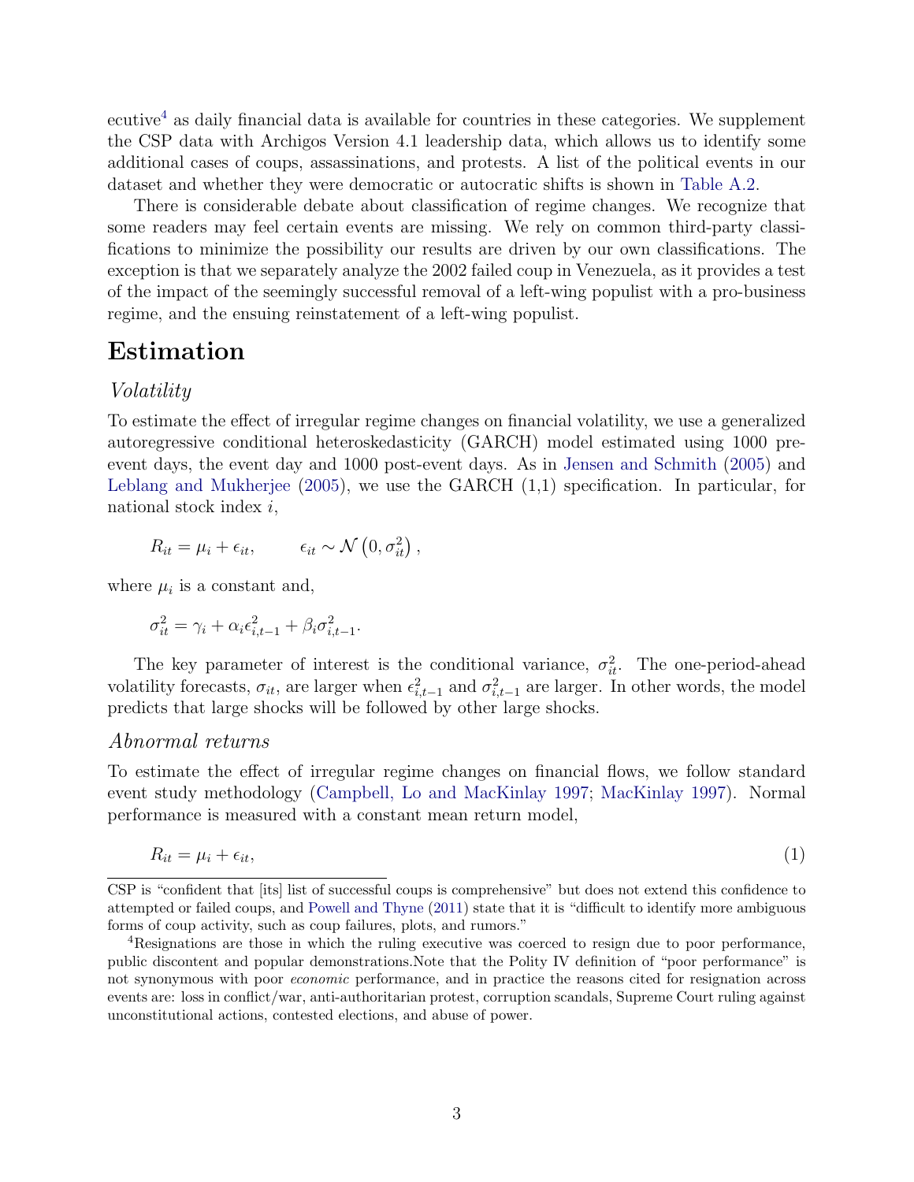ecutive[4] as daily financial data is available for countries in these categories. We supplement the CSP data with Archigos Version 4.1 leadership data, which allows us to identify some additional cases of coups, assassinations, and protests. A list of the political events in our dataset and whether they were democratic or autocratic shifts is shown in Table A.2.

There is considerable debate about classification of regime changes. We recognize that some readers may feel certain events are missing. We rely on common third-party classifications to minimize the possibility our results are driven by our own classifications. The exception is that we separately analyze the 2002 failed coup in Venezuela, as it provides a test of the impact of the seemingly successful removal of a left-wing populist with a pro-business regime, and the ensuing reinstatement of a left-wing populist.

## Estimation

### *Volatility*

To estimate the effect of irregular regime changes on financial volatility, we use a generalized autoregressive conditional heteroskedasticity (GARCH) model estimated using 1000 pre-event days, the event day and 1000 post-event days. As in Jensen and Schmith (2005) and Leblang and Mukherjee (2005), we use the GARCH (1,1) specification. In particular, for national stock index $i$,

$$R_{it} = \mu_i + \epsilon_{it}, \qquad \epsilon_{it} \sim \mathcal{N}\left(0, \sigma_{it}^2\right),$$

where $\mu_i$ is a constant and,

$$\sigma_{it}^2 = \gamma_i + \alpha_i \epsilon_{i,t-1}^2 + \beta_i \sigma_{i,t-1}^2.$$

The key parameter of interest is the conditional variance, $\sigma_{it}^2$. The one-period-ahead volatility forecasts, $\sigma_{it}$, are larger when $\epsilon_{i,t-1}^2$ and $\sigma_{i,t-1}^2$ are larger. In other words, the model predicts that large shocks will be followed by other large shocks.

### *Abnormal returns*

To estimate the effect of irregular regime changes on financial flows, we follow standard event study methodology (Campbell, Lo and MacKinlay 1997; MacKinlay 1997). Normal performance is measured with a constant mean return model,

$$R_{it} = \mu_i + \epsilon_{it}, \tag{1}$$

CSP is "confident that [its] list of successful coups is comprehensive" but does not extend this confidence to attempted or failed coups, and Powell and Thyne (2011) state that it is "difficult to identify more ambiguous forms of coup activity, such as coup failures, plots, and rumors."

[4] Resignations are those in which the ruling executive was coerced to resign due to poor performance, public discontent and popular demonstrations.Note that the Polity IV definition of "poor performance" is not synonymous with poor *economic* performance, and in practice the reasons cited for resignation across events are: loss in conflict/war, anti-authoritarian protest, corruption scandals, Supreme Court ruling against unconstitutional actions, contested elections, and abuse of power.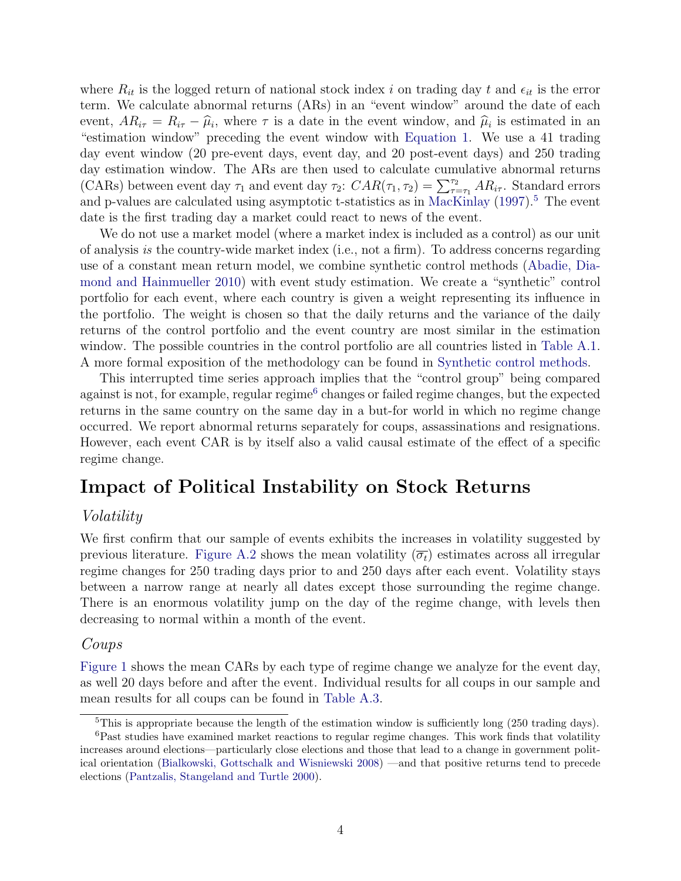where $R_{it}$ is the logged return of national stock index $i$ on trading day $t$ and $\epsilon_{it}$ is the error term. We calculate abnormal returns (ARs) in an "event window" around the date of each event, $AR_{i\tau} = R_{i\tau} - \widehat{\mu}_i$, where $\tau$ is a date in the event window, and $\widehat{\mu}_i$ is estimated in an "estimation window" preceding the event window with Equation 1. We use a 41 trading day event window (20 pre-event days, event day, and 20 post-event days) and 250 trading day estimation window. The ARs are then used to calculate cumulative abnormal returns (CARs) between event day $\tau_1$ and event day $\tau_2$: $CAR(\tau_1, \tau_2) = \sum_{\tau=\tau_1}^{\tau_2} AR_{i\tau}$. Standard errors and p-values are calculated using asymptotic t-statistics as in MacKinlay (1997).[5] The event date is the first trading day a market could react to news of the event.

We do not use a market model (where a market index is included as a control) as our unit of analysis *is* the country-wide market index (i.e., not a firm). To address concerns regarding use of a constant mean return model, we combine synthetic control methods (Abadie, Diamond and Hainmueller 2010) with event study estimation. We create a "synthetic" control portfolio for each event, where each country is given a weight representing its influence in the portfolio. The weight is chosen so that the daily returns and the variance of the daily returns of the control portfolio and the event country are most similar in the estimation window. The possible countries in the control portfolio are all countries listed in Table A.1. A more formal exposition of the methodology can be found in Synthetic control methods.

This interrupted time series approach implies that the "control group" being compared against is not, for example, regular regime[6] changes or failed regime changes, but the expected returns in the same country on the same day in a but-for world in which no regime change occurred. We report abnormal returns separately for coups, assassinations and resignations. However, each event CAR is by itself also a valid causal estimate of the effect of a specific regime change.

# Impact of Political Instability on Stock Returns

### *Volatility*

We first confirm that our sample of events exhibits the increases in volatility suggested by previous literature. Figure A.2 shows the mean volatility ($\overline{\sigma_t}$) estimates across all irregular regime changes for 250 trading days prior to and 250 days after each event. Volatility stays between a narrow range at nearly all dates except those surrounding the regime change. There is an enormous volatility jump on the day of the regime change, with levels then decreasing to normal within a month of the event.

### *Coups*

Figure 1 shows the mean CARs by each type of regime change we analyze for the event day, as well 20 days before and after the event. Individual results for all coups in our sample and mean results for all coups can be found in Table A.3.

[5] This is appropriate because the length of the estimation window is sufficiently long (250 trading days).

[6] Past studies have examined market reactions to regular regime changes. This work finds that volatility increases around elections—particularly close elections and those that lead to a change in government political orientation (Bialkowski, Gottschalk and Wisniewski 2008) —and that positive returns tend to precede elections (Pantzalis, Stangeland and Turtle 2000).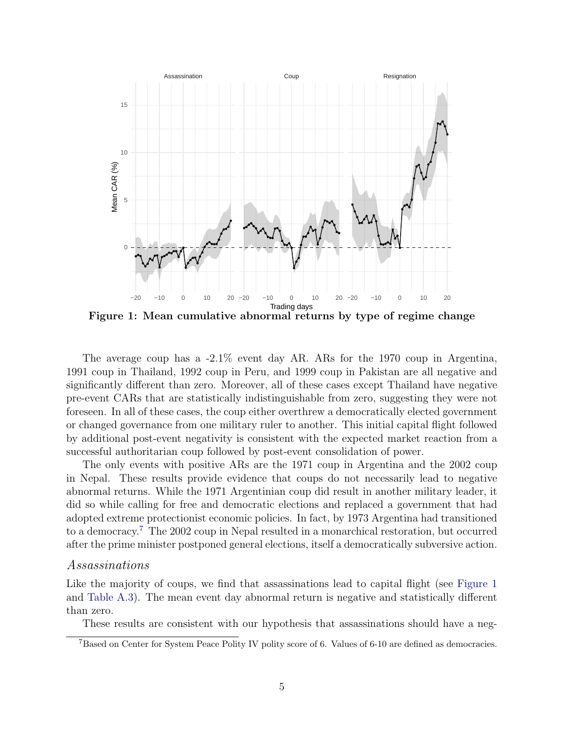**Figure 1: Mean cumulative abnormal returns by type of regime change**

The average coup has a -2.1% event day AR. ARs for the 1970 coup in Argentina, 1991 coup in Thailand, 1992 coup in Peru, and 1999 coup in Pakistan are all negative and significantly different than zero. Moreover, all of these cases except Thailand have negative pre-event CARs that are statistically indistinguishable from zero, suggesting they were not foreseen. In all of these cases, the coup either overthrew a democratically elected government or changed governance from one military ruler to another. This initial capital flight followed by additional post-event negativity is consistent with the expected market reaction from a successful authoritarian coup followed by post-event consolidation of power.

The only events with positive ARs are the 1971 coup in Argentina and the 2002 coup in Nepal. These results provide evidence that coups do not necessarily lead to negative abnormal returns. While the 1971 Argentinian coup did result in another military leader, it did so while calling for free and democratic elections and replaced a government that had adopted extreme protectionist economic policies. In fact, by 1973 Argentina had transitioned to a democracy.[7] The 2002 coup in Nepal resulted in a monarchical restoration, but occurred after the prime minister postponed general elections, itself a democratically subversive action.

### *Assassinations*

Like the majority of coups, we find that assassinations lead to capital flight (see Figure 1 and Table A.3). The mean event day abnormal return is negative and statistically different than zero.

These results are consistent with our hypothesis that assassinations should have a neg-

[7] Based on Center for System Peace Polity IV polity score of 6. Values of 6-10 are defined as democracies.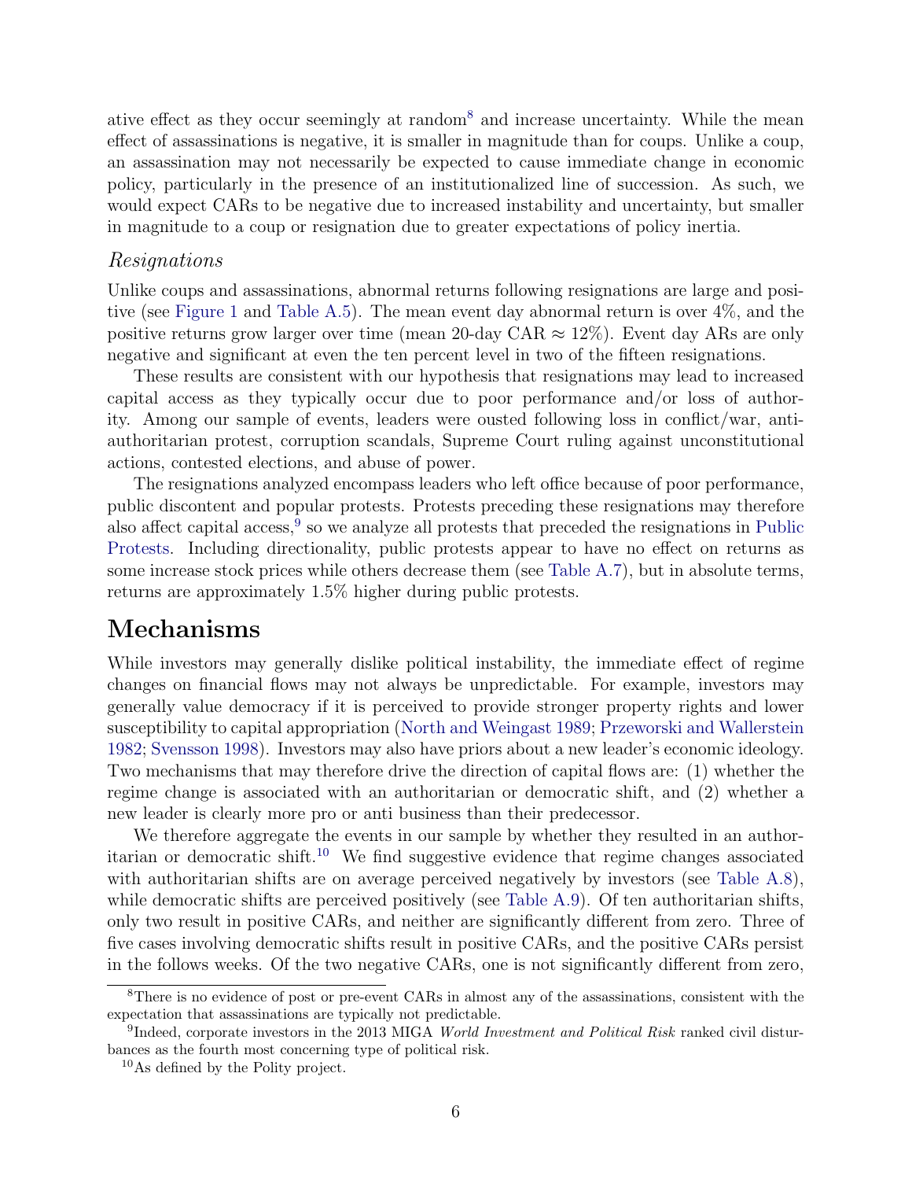ative effect as they occur seemingly at random[8] and increase uncertainty. While the mean effect of assassinations is negative, it is smaller in magnitude than for coups. Unlike a coup, an assassination may not necessarily be expected to cause immediate change in economic policy, particularly in the presence of an institutionalized line of succession. As such, we would expect CARs to be negative due to increased instability and uncertainty, but smaller in magnitude to a coup or resignation due to greater expectations of policy inertia.

### *Resignations*

Unlike coups and assassinations, abnormal returns following resignations are large and positive (see Figure 1 and Table A.5). The mean event day abnormal return is over 4%, and the positive returns grow larger over time (mean 20-day CAR $\approx$ 12%). Event day ARs are only negative and significant at even the ten percent level in two of the fifteen resignations.

These results are consistent with our hypothesis that resignations may lead to increased capital access as they typically occur due to poor performance and/or loss of authority. Among our sample of events, leaders were ousted following loss in conflict/war, anti-authoritarian protest, corruption scandals, Supreme Court ruling against unconstitutional actions, contested elections, and abuse of power.

The resignations analyzed encompass leaders who left office because of poor performance, public discontent and popular protests. Protests preceding these resignations may therefore also affect capital access,[9] so we analyze all protests that preceded the resignations in Public Protests. Including directionality, public protests appear to have no effect on returns as some increase stock prices while others decrease them (see Table A.7), but in absolute terms, returns are approximately 1.5% higher during public protests.

## Mechanisms

While investors may generally dislike political instability, the immediate effect of regime changes on financial flows may not always be unpredictable. For example, investors may generally value democracy if it is perceived to provide stronger property rights and lower susceptibility to capital appropriation (North and Weingast 1989; Przeworski and Wallerstein 1982; Svensson 1998). Investors may also have priors about a new leader's economic ideology. Two mechanisms that may therefore drive the direction of capital flows are: (1) whether the regime change is associated with an authoritarian or democratic shift, and (2) whether a new leader is clearly more pro or anti business than their predecessor.

We therefore aggregate the events in our sample by whether they resulted in an authoritarian or democratic shift.[10] We find suggestive evidence that regime changes associated with authoritarian shifts are on average perceived negatively by investors (see Table A.8), while democratic shifts are perceived positively (see Table A.9). Of ten authoritarian shifts, only two result in positive CARs, and neither are significantly different from zero. Three of five cases involving democratic shifts result in positive CARs, and the positive CARs persist in the follows weeks. Of the two negative CARs, one is not significantly different from zero,

[8] There is no evidence of post or pre-event CARs in almost any of the assassinations, consistent with the expectation that assassinations are typically not predictable.

[9] Indeed, corporate investors in the 2013 MIGA *World Investment and Political Risk* ranked civil disturbances as the fourth most concerning type of political risk.

[10] As defined by the Polity project.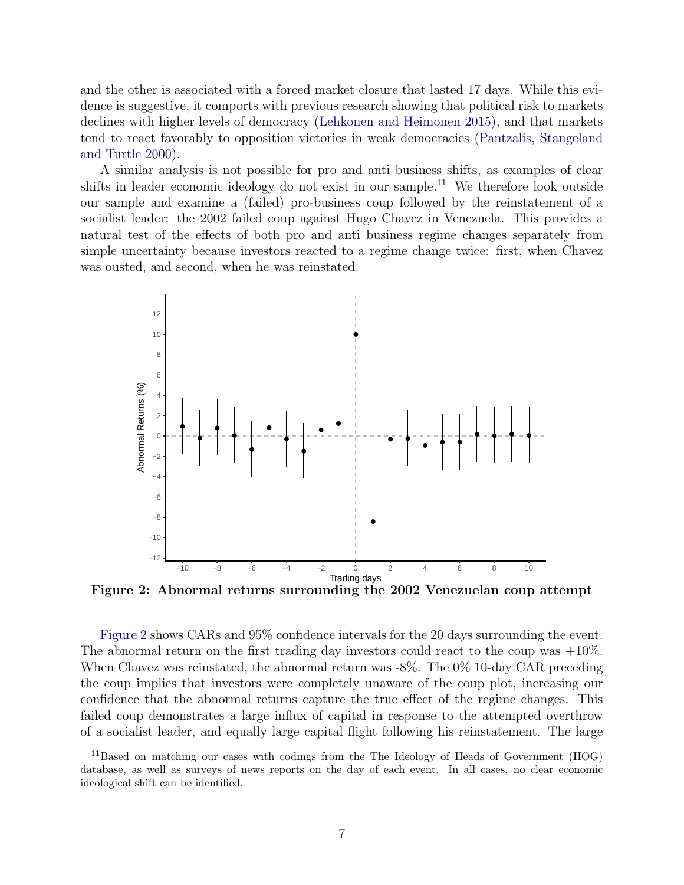and the other is associated with a forced market closure that lasted 17 days. While this evidence is suggestive, it comports with previous research showing that political risk to markets declines with higher levels of democracy (Lehkonen and Heimonen 2015), and that markets tend to react favorably to opposition victories in weak democracies (Pantzalis, Stangeland and Turtle 2000).

A similar analysis is not possible for pro and anti business shifts, as examples of clear shifts in leader economic ideology do not exist in our sample.[11] We therefore look outside our sample and examine a (failed) pro-business coup followed by the reinstatement of a socialist leader: the 2002 failed coup against Hugo Chavez in Venezuela. This provides a natural test of the effects of both pro and anti business regime changes separately from simple uncertainty because investors reacted to a regime change twice: first, when Chavez was ousted, and second, when he was reinstated.

**Figure 2: Abnormal returns surrounding the 2002 Venezuelan coup attempt**

Figure 2 shows CARs and 95% confidence intervals for the 20 days surrounding the event. The abnormal return on the first trading day investors could react to the coup was +10%. When Chavez was reinstated, the abnormal return was -8%. The 0% 10-day CAR preceding the coup implies that investors were completely unaware of the coup plot, increasing our confidence that the abnormal returns capture the true effect of the regime changes. This failed coup demonstrates a large influx of capital in response to the attempted overthrow of a socialist leader, and equally large capital flight following his reinstatement. The large

[11] Based on matching our cases with codings from the The Ideology of Heads of Government (HOG) database, as well as surveys of news reports on the day of each event. In all cases, no clear economic ideological shift can be identified.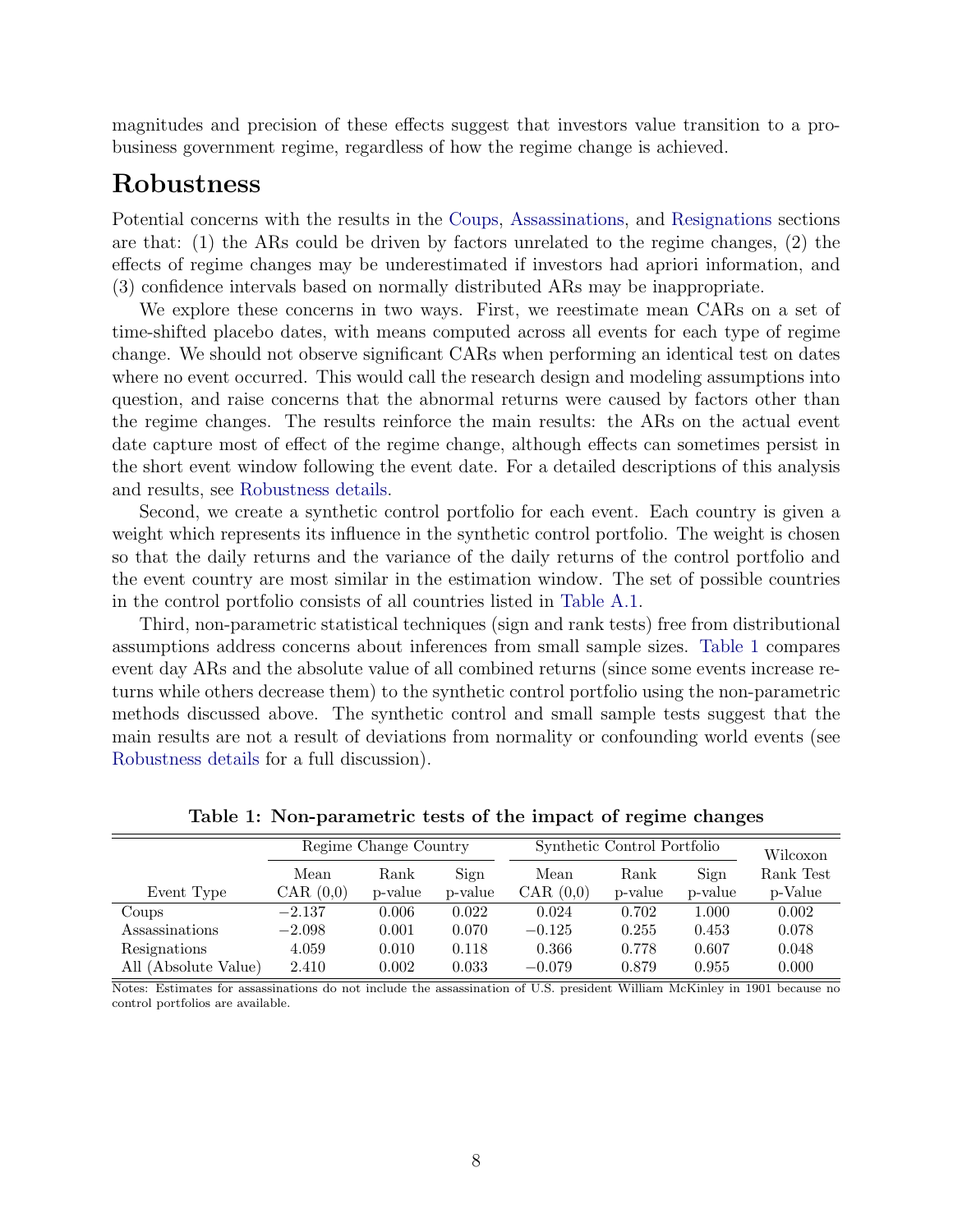magnitudes and precision of these effects suggest that investors value transition to a pro-business government regime, regardless of how the regime change is achieved.

## Robustness

Potential concerns with the results in the Coups, Assassinations, and Resignations sections are that: (1) the ARs could be driven by factors unrelated to the regime changes, (2) the effects of regime changes may be underestimated if investors had apriori information, and (3) confidence intervals based on normally distributed ARs may be inappropriate.

We explore these concerns in two ways. First, we reestimate mean CARs on a set of time-shifted placebo dates, with means computed across all events for each type of regime change. We should not observe significant CARs when performing an identical test on dates where no event occurred. This would call the research design and modeling assumptions into question, and raise concerns that the abnormal returns were caused by factors other than the regime changes. The results reinforce the main results: the ARs on the actual event date capture most of effect of the regime change, although effects can sometimes persist in the short event window following the event date. For a detailed descriptions of this analysis and results, see Robustness details.

Second, we create a synthetic control portfolio for each event. Each country is given a weight which represents its influence in the synthetic control portfolio. The weight is chosen so that the daily returns and the variance of the daily returns of the control portfolio and the event country are most similar in the estimation window. The set of possible countries in the control portfolio consists of all countries listed in Table A.1.

Third, non-parametric statistical techniques (sign and rank tests) free from distributional assumptions address concerns about inferences from small sample sizes. Table 1 compares event day ARs and the absolute value of all combined returns (since some events increase returns while others decrease them) to the synthetic control portfolio using the non-parametric methods discussed above. The synthetic control and small sample tests suggest that the main results are not a result of deviations from normality or confounding world events (see Robustness details for a full discussion).

**Table 1: Non-parametric tests of the impact of regime changes**

| | Regime Change Country | | | Synthetic Control Portfolio | | | Wilcoxon |
|---|---|---|---|---|---|---|---|
| Event Type | Mean CAR (0,0) | Rank p-value | Sign p-value | Mean CAR (0,0) | Rank p-value | Sign p-value | Rank Test p-Value |
| Coups | −2.137 | 0.006 | 0.022 | 0.024 | 0.702 | 1.000 | 0.002 |
| Assassinations | −2.098 | 0.001 | 0.070 | −0.125 | 0.255 | 0.453 | 0.078 |
| Resignations | 4.059 | 0.010 | 0.118 | 0.366 | 0.778 | 0.607 | 0.048 |
| All (Absolute Value) | 2.410 | 0.002 | 0.033 | −0.079 | 0.879 | 0.955 | 0.000 |

Notes: Estimates for assassinations do not include the assassination of U.S. president William McKinley in 1901 because no control portfolios are available.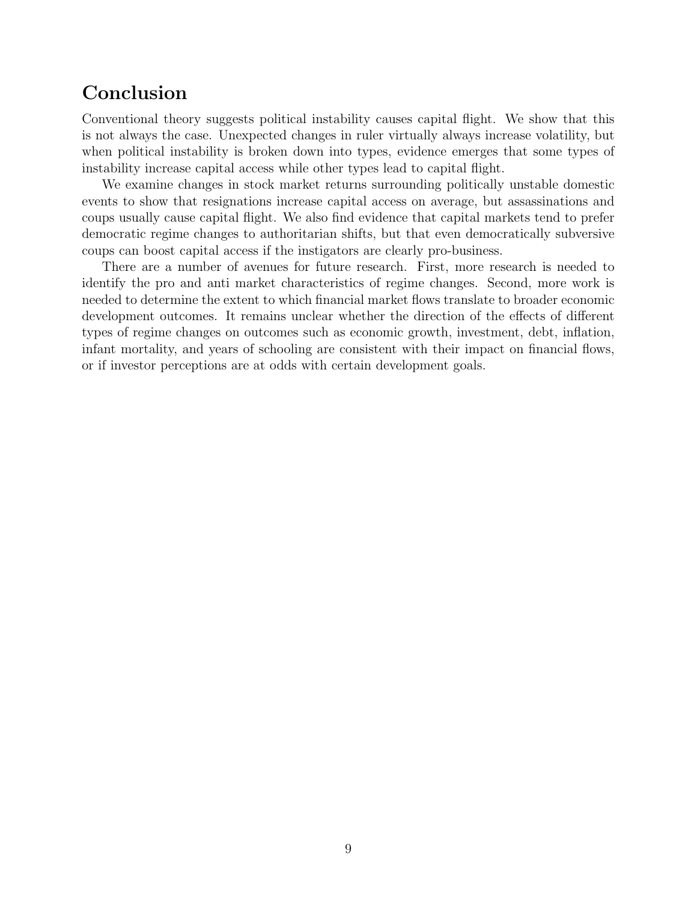## Conclusion

Conventional theory suggests political instability causes capital flight. We show that this is not always the case. Unexpected changes in ruler virtually always increase volatility, but when political instability is broken down into types, evidence emerges that some types of instability increase capital access while other types lead to capital flight.

We examine changes in stock market returns surrounding politically unstable domestic events to show that resignations increase capital access on average, but assassinations and coups usually cause capital flight. We also find evidence that capital markets tend to prefer democratic regime changes to authoritarian shifts, but that even democratically subversive coups can boost capital access if the instigators are clearly pro-business.

There are a number of avenues for future research. First, more research is needed to identify the pro and anti market characteristics of regime changes. Second, more work is needed to determine the extent to which financial market flows translate to broader economic development outcomes. It remains unclear whether the direction of the effects of different types of regime changes on outcomes such as economic growth, investment, debt, inflation, infant mortality, and years of schooling are consistent with their impact on financial flows, or if investor perceptions are at odds with certain development goals.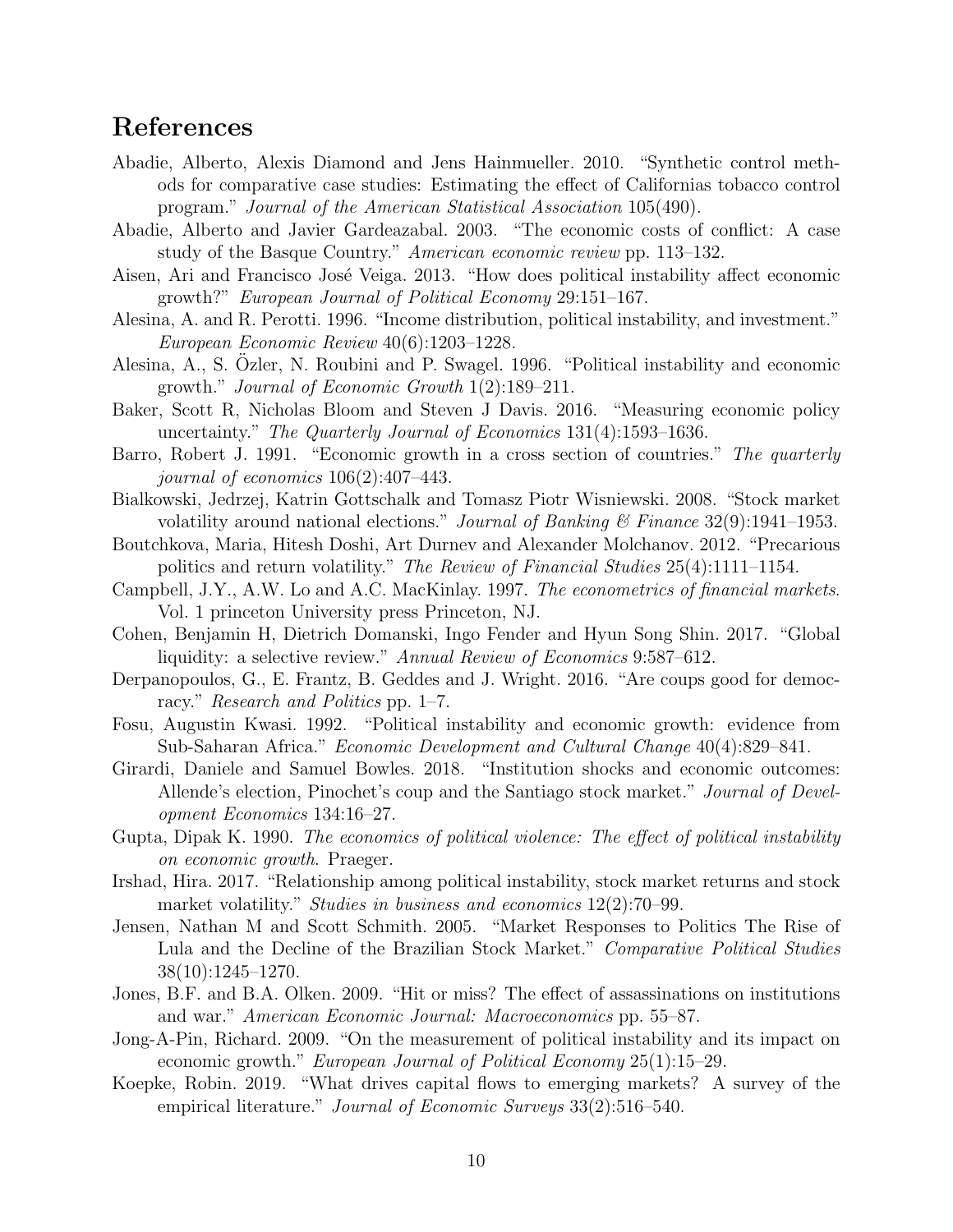# References

Abadie, Alberto, Alexis Diamond and Jens Hainmueller. 2010. "Synthetic control methods for comparative case studies: Estimating the effect of Californias tobacco control program." *Journal of the American Statistical Association* 105(490).

Abadie, Alberto and Javier Gardeazabal. 2003. "The economic costs of conflict: A case study of the Basque Country." *American economic review* pp. 113–132.

Aisen, Ari and Francisco José Veiga. 2013. "How does political instability affect economic growth?" *European Journal of Political Economy* 29:151–167.

Alesina, A. and R. Perotti. 1996. "Income distribution, political instability, and investment." *European Economic Review* 40(6):1203–1228.

Alesina, A., S. Özler, N. Roubini and P. Swagel. 1996. "Political instability and economic growth." *Journal of Economic Growth* 1(2):189–211.

Baker, Scott R, Nicholas Bloom and Steven J Davis. 2016. "Measuring economic policy uncertainty." *The Quarterly Journal of Economics* 131(4):1593–1636.

Barro, Robert J. 1991. "Economic growth in a cross section of countries." *The quarterly journal of economics* 106(2):407–443.

Bialkowski, Jedrzej, Katrin Gottschalk and Tomasz Piotr Wisniewski. 2008. "Stock market volatility around national elections." *Journal of Banking & Finance* 32(9):1941–1953.

Boutchkova, Maria, Hitesh Doshi, Art Durnev and Alexander Molchanov. 2012. "Precarious politics and return volatility." *The Review of Financial Studies* 25(4):1111–1154.

Campbell, J.Y., A.W. Lo and A.C. MacKinlay. 1997. *The econometrics of financial markets*. Vol. 1 princeton University press Princeton, NJ.

Cohen, Benjamin H, Dietrich Domanski, Ingo Fender and Hyun Song Shin. 2017. "Global liquidity: a selective review." *Annual Review of Economics* 9:587–612.

Derpanopoulos, G., E. Frantz, B. Geddes and J. Wright. 2016. "Are coups good for democracy." *Research and Politics* pp. 1–7.

Fosu, Augustin Kwasi. 1992. "Political instability and economic growth: evidence from Sub-Saharan Africa." *Economic Development and Cultural Change* 40(4):829–841.

Girardi, Daniele and Samuel Bowles. 2018. "Institution shocks and economic outcomes: Allende's election, Pinochet's coup and the Santiago stock market." *Journal of Development Economics* 134:16–27.

Gupta, Dipak K. 1990. *The economics of political violence: The effect of political instability on economic growth*. Praeger.

Irshad, Hira. 2017. "Relationship among political instability, stock market returns and stock market volatility." *Studies in business and economics* 12(2):70–99.

Jensen, Nathan M and Scott Schmith. 2005. "Market Responses to Politics The Rise of Lula and the Decline of the Brazilian Stock Market." *Comparative Political Studies* 38(10):1245–1270.

Jones, B.F. and B.A. Olken. 2009. "Hit or miss? The effect of assassinations on institutions and war." *American Economic Journal: Macroeconomics* pp. 55–87.

Jong-A-Pin, Richard. 2009. "On the measurement of political instability and its impact on economic growth." *European Journal of Political Economy* 25(1):15–29.

Koepke, Robin. 2019. "What drives capital flows to emerging markets? A survey of the empirical literature." *Journal of Economic Surveys* 33(2):516–540.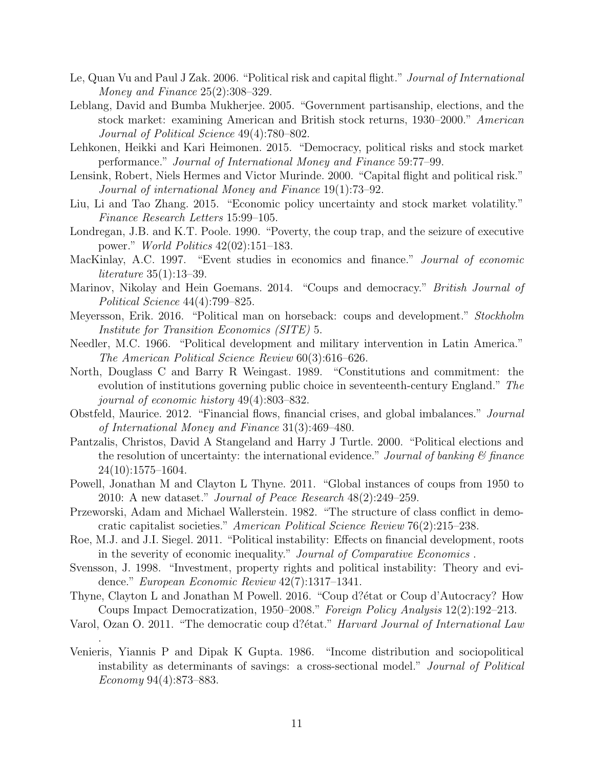Le, Quan Vu and Paul J Zak. 2006. "Political risk and capital flight." *Journal of International Money and Finance* 25(2):308–329.

Leblang, David and Bumba Mukherjee. 2005. "Government partisanship, elections, and the stock market: examining American and British stock returns, 1930–2000." *American Journal of Political Science* 49(4):780–802.

Lehkonen, Heikki and Kari Heimonen. 2015. "Democracy, political risks and stock market performance." *Journal of International Money and Finance* 59:77–99.

Lensink, Robert, Niels Hermes and Victor Murinde. 2000. "Capital flight and political risk." *Journal of international Money and Finance* 19(1):73–92.

Liu, Li and Tao Zhang. 2015. "Economic policy uncertainty and stock market volatility." *Finance Research Letters* 15:99–105.

Londregan, J.B. and K.T. Poole. 1990. "Poverty, the coup trap, and the seizure of executive power." *World Politics* 42(02):151–183.

MacKinlay, A.C. 1997. "Event studies in economics and finance." *Journal of economic literature* 35(1):13–39.

Marinov, Nikolay and Hein Goemans. 2014. "Coups and democracy." *British Journal of Political Science* 44(4):799–825.

Meyersson, Erik. 2016. "Political man on horseback: coups and development." *Stockholm Institute for Transition Economics (SITE)* 5.

Needler, M.C. 1966. "Political development and military intervention in Latin America." *The American Political Science Review* 60(3):616–626.

North, Douglass C and Barry R Weingast. 1989. "Constitutions and commitment: the evolution of institutions governing public choice in seventeenth-century England." *The journal of economic history* 49(4):803–832.

Obstfeld, Maurice. 2012. "Financial flows, financial crises, and global imbalances." *Journal of International Money and Finance* 31(3):469–480.

Pantzalis, Christos, David A Stangeland and Harry J Turtle. 2000. "Political elections and the resolution of uncertainty: the international evidence." *Journal of banking & finance* 24(10):1575–1604.

Powell, Jonathan M and Clayton L Thyne. 2011. "Global instances of coups from 1950 to 2010: A new dataset." *Journal of Peace Research* 48(2):249–259.

Przeworski, Adam and Michael Wallerstein. 1982. "The structure of class conflict in democratic capitalist societies." *American Political Science Review* 76(2):215–238.

Roe, M.J. and J.I. Siegel. 2011. "Political instability: Effects on financial development, roots in the severity of economic inequality." *Journal of Comparative Economics* .

Svensson, J. 1998. "Investment, property rights and political instability: Theory and evidence." *European Economic Review* 42(7):1317–1341.

Thyne, Clayton L and Jonathan M Powell. 2016. "Coup d?état or Coup d'Autocracy? How Coups Impact Democratization, 1950–2008." *Foreign Policy Analysis* 12(2):192–213.

Varol, Ozan O. 2011. "The democratic coup d?état." *Harvard Journal of International Law* .

Venieris, Yiannis P and Dipak K Gupta. 1986. "Income distribution and sociopolitical instability as determinants of savings: a cross-sectional model." *Journal of Political Economy* 94(4):873–883.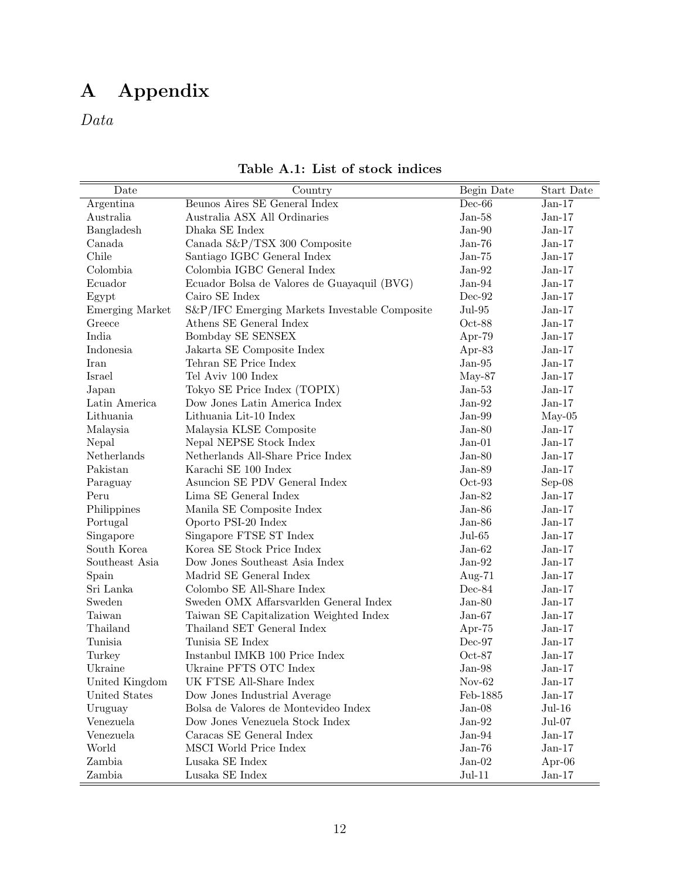# A Appendix

*Data*

**Table A.1: List of stock indices**

| Date | Country | Begin Date | Start Date |
|---|---|---|---|
| Argentina | Beunos Aires SE General Index | Dec-66 | Jan-17 |
| Australia | Australia ASX All Ordinaries | Jan-58 | Jan-17 |
| Bangladesh | Dhaka SE Index | Jan-90 | Jan-17 |
| Canada | Canada S&P/TSX 300 Composite | Jan-76 | Jan-17 |
| Chile | Santiago IGBC General Index | Jan-75 | Jan-17 |
| Colombia | Colombia IGBC General Index | Jan-92 | Jan-17 |
| Ecuador | Ecuador Bolsa de Valores de Guayaquil (BVG) | Jan-94 | Jan-17 |
| Egypt | Cairo SE Index | Dec-92 | Jan-17 |
| Emerging Market | S&P/IFC Emerging Markets Investable Composite | Jul-95 | Jan-17 |
| Greece | Athens SE General Index | Oct-88 | Jan-17 |
| India | Bombday SE SENSEX | Apr-79 | Jan-17 |
| Indonesia | Jakarta SE Composite Index | Apr-83 | Jan-17 |
| Iran | Tehran SE Price Index | Jan-95 | Jan-17 |
| Israel | Tel Aviv 100 Index | May-87 | Jan-17 |
| Japan | Tokyo SE Price Index (TOPIX) | Jan-53 | Jan-17 |
| Latin America | Dow Jones Latin America Index | Jan-92 | Jan-17 |
| Lithuania | Lithuania Lit-10 Index | Jan-99 | May-05 |
| Malaysia | Malaysia KLSE Composite | Jan-80 | Jan-17 |
| Nepal | Nepal NEPSE Stock Index | Jan-01 | Jan-17 |
| Netherlands | Netherlands All-Share Price Index | Jan-80 | Jan-17 |
| Pakistan | Karachi SE 100 Index | Jan-89 | Jan-17 |
| Paraguay | Asuncion SE PDV General Index | Oct-93 | Sep-08 |
| Peru | Lima SE General Index | Jan-82 | Jan-17 |
| Philippines | Manila SE Composite Index | Jan-86 | Jan-17 |
| Portugal | Oporto PSI-20 Index | Jan-86 | Jan-17 |
| Singapore | Singapore FTSE ST Index | Jul-65 | Jan-17 |
| South Korea | Korea SE Stock Price Index | Jan-62 | Jan-17 |
| Southeast Asia | Dow Jones Southeast Asia Index | Jan-92 | Jan-17 |
| Spain | Madrid SE General Index | Aug-71 | Jan-17 |
| Sri Lanka | Colombo SE All-Share Index | Dec-84 | Jan-17 |
| Sweden | Sweden OMX Affarsvarlden General Index | Jan-80 | Jan-17 |
| Taiwan | Taiwan SE Capitalization Weighted Index | Jan-67 | Jan-17 |
| Thailand | Thailand SET General Index | Apr-75 | Jan-17 |
| Tunisia | Tunisia SE Index | Dec-97 | Jan-17 |
| Turkey | Instanbul IMKB 100 Price Index | Oct-87 | Jan-17 |
| Ukraine | Ukraine PFTS OTC Index | Jan-98 | Jan-17 |
| United Kingdom | UK FTSE All-Share Index | Nov-62 | Jan-17 |
| United States | Dow Jones Industrial Average | Feb-1885 | Jan-17 |
| Uruguay | Bolsa de Valores de Montevideo Index | Jan-08 | Jul-16 |
| Venezuela | Dow Jones Venezuela Stock Index | Jan-92 | Jul-07 |
| Venezuela | Caracas SE General Index | Jan-94 | Jan-17 |
| World | MSCI World Price Index | Jan-76 | Jan-17 |
| Zambia | Lusaka SE Index | Jan-02 | Apr-06 |
| Zambia | Lusaka SE Index | Jul-11 | Jan-17 |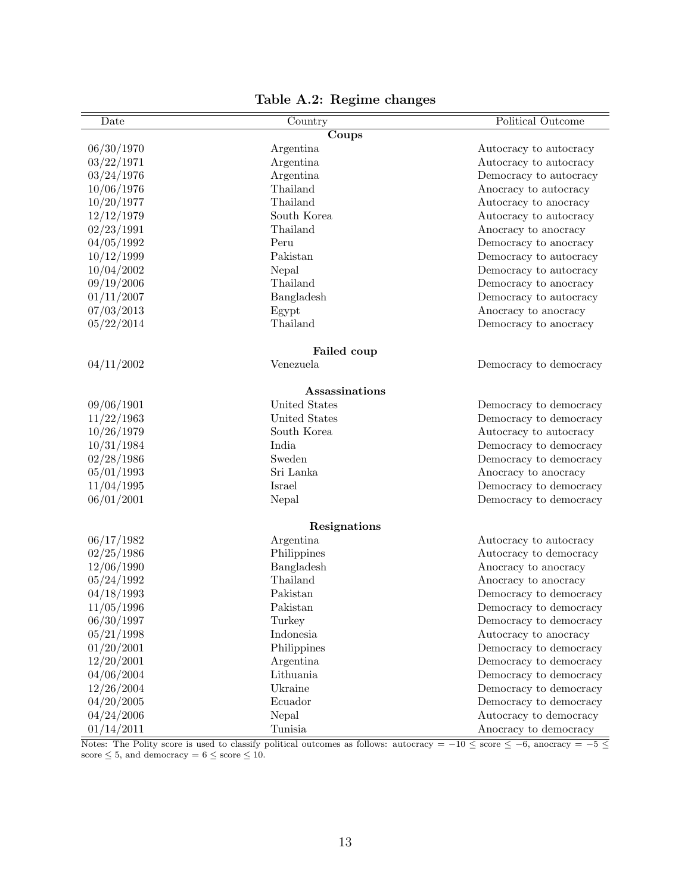**Table A.2: Regime changes**

| Date | Country | Political Outcome |
|---|---|---|
| | **Coups** | |
| 06/30/1970 | Argentina | Autocracy to autocracy |
| 03/22/1971 | Argentina | Autocracy to autocracy |
| 03/24/1976 | Argentina | Democracy to autocracy |
| 10/06/1976 | Thailand | Anocracy to autocracy |
| 10/20/1977 | Thailand | Autocracy to anocracy |
| 12/12/1979 | South Korea | Autocracy to autocracy |
| 02/23/1991 | Thailand | Anocracy to anocracy |
| 04/05/1992 | Peru | Democracy to anocracy |
| 10/12/1999 | Pakistan | Democracy to autocracy |
| 10/04/2002 | Nepal | Democracy to autocracy |
| 09/19/2006 | Thailand | Democracy to anocracy |
| 01/11/2007 | Bangladesh | Democracy to autocracy |
| 07/03/2013 | Egypt | Anocracy to anocracy |
| 05/22/2014 | Thailand | Democracy to anocracy |
| | **Failed coup** | |
| 04/11/2002 | Venezuela | Democracy to democracy |
| | **Assassinations** | |
| 09/06/1901 | United States | Democracy to democracy |
| 11/22/1963 | United States | Democracy to democracy |
| 10/26/1979 | South Korea | Autocracy to autocracy |
| 10/31/1984 | India | Democracy to democracy |
| 02/28/1986 | Sweden | Democracy to democracy |
| 05/01/1993 | Sri Lanka | Anocracy to anocracy |
| 11/04/1995 | Israel | Democracy to democracy |
| 06/01/2001 | Nepal | Democracy to democracy |
| | **Resignations** | |
| 06/17/1982 | Argentina | Autocracy to autocracy |
| 02/25/1986 | Philippines | Autocracy to democracy |
| 12/06/1990 | Bangladesh | Anocracy to anocracy |
| 05/24/1992 | Thailand | Anocracy to anocracy |
| 04/18/1993 | Pakistan | Democracy to democracy |
| 11/05/1996 | Pakistan | Democracy to democracy |
| 06/30/1997 | Turkey | Democracy to democracy |
| 05/21/1998 | Indonesia | Autocracy to anocracy |
| 01/20/2001 | Philippines | Democracy to democracy |
| 12/20/2001 | Argentina | Democracy to democracy |
| 04/06/2004 | Lithuania | Democracy to democracy |
| 12/26/2004 | Ukraine | Democracy to democracy |
| 04/20/2005 | Ecuador | Democracy to democracy |
| 04/24/2006 | Nepal | Autocracy to democracy |
| 01/14/2011 | Tunisia | Anocracy to democracy |

Notes: The Polity score is used to classify political outcomes as follows: autocracy = $-10 \leq$ score $\leq -6$, anocracy = $-5 \leq$ score $\leq 5$, and democracy = $6 \leq$ score $\leq 10$.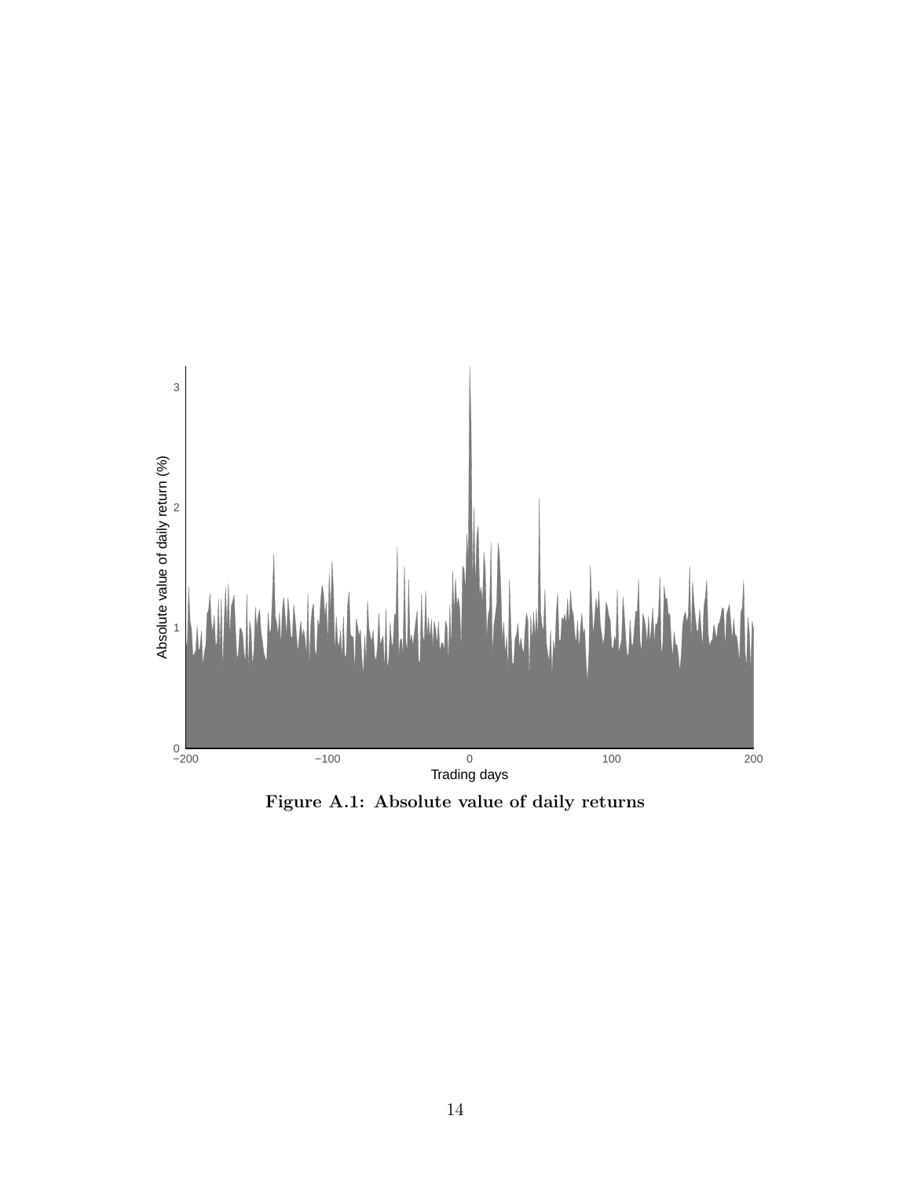**Figure A.1: Absolute value of daily returns**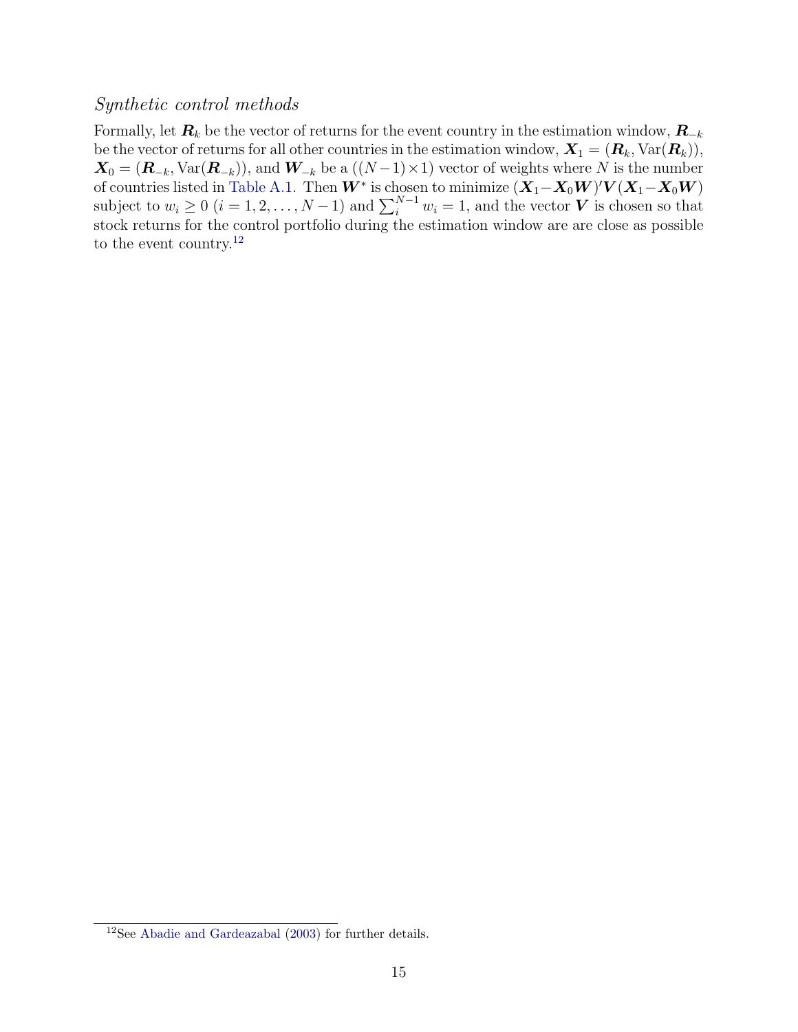### *Synthetic control methods*

Formally, let $\boldsymbol{R}_k$ be the vector of returns for the event country in the estimation window, $\boldsymbol{R}_{-k}$ be the vector of returns for all other countries in the estimation window, $\boldsymbol{X}_1 = (\boldsymbol{R}_k, \text{Var}(\boldsymbol{R}_k))$, $\boldsymbol{X}_0 = (\boldsymbol{R}_{-k}, \text{Var}(\boldsymbol{R}_{-k}))$, and $\boldsymbol{W}_{-k}$ be a $((N-1) \times 1)$ vector of weights where $N$ is the number of countries listed in Table A.1. Then $\boldsymbol{W}^*$ is chosen to minimize $(\boldsymbol{X}_1 - \boldsymbol{X}_0 \boldsymbol{W})' \boldsymbol{V} (\boldsymbol{X}_1 - \boldsymbol{X}_0 \boldsymbol{W})$ subject to $w_i \geq 0$ $(i = 1, 2, \ldots, N-1)$ and $\sum_i^{N-1} w_i = 1$, and the vector $\boldsymbol{V}$ is chosen so that stock returns for the control portfolio during the estimation window are are close as possible to the event country.[12]

[12] See Abadie and Gardeazabal (2003) for further details.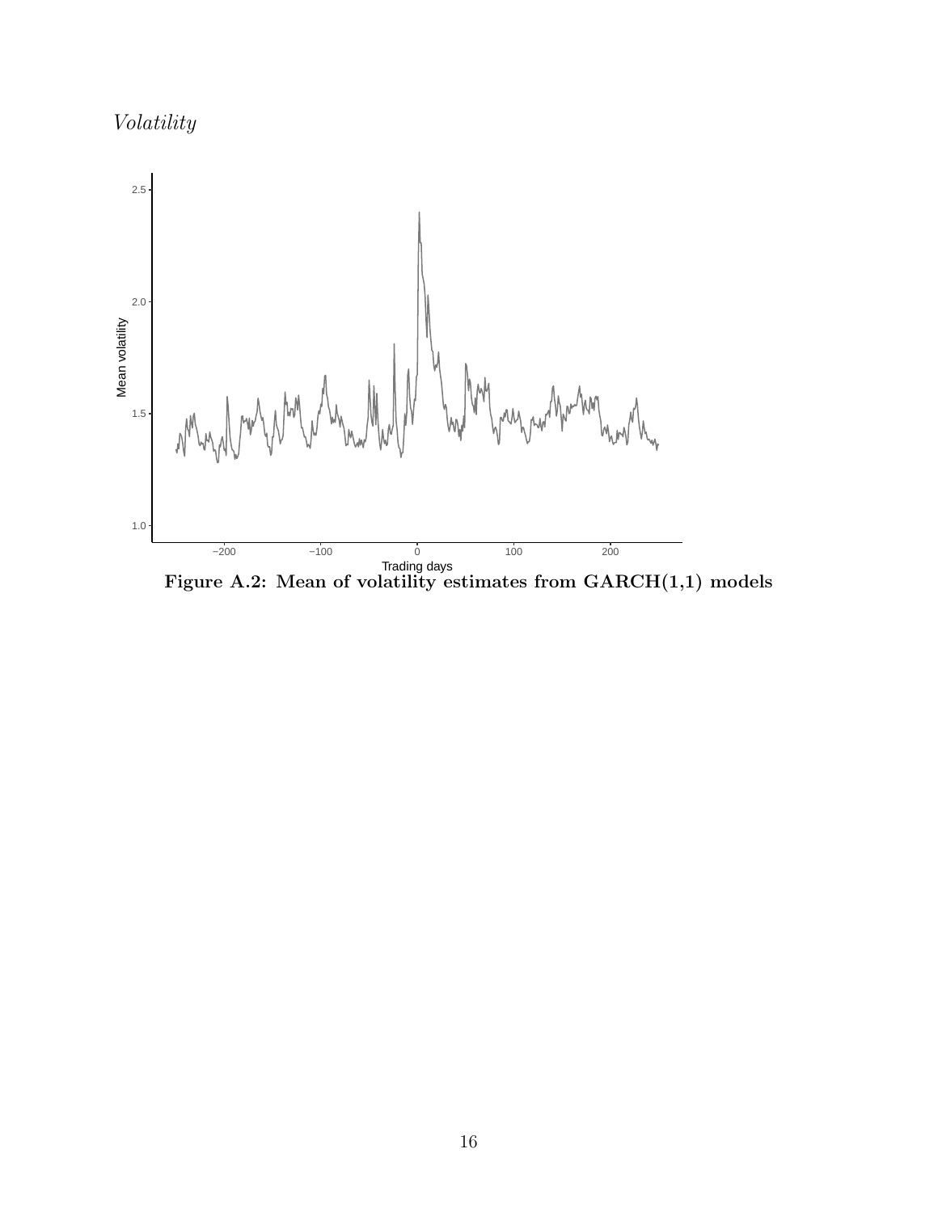*Volatility*

**Figure A.2: Mean of volatility estimates from GARCH(1,1) models**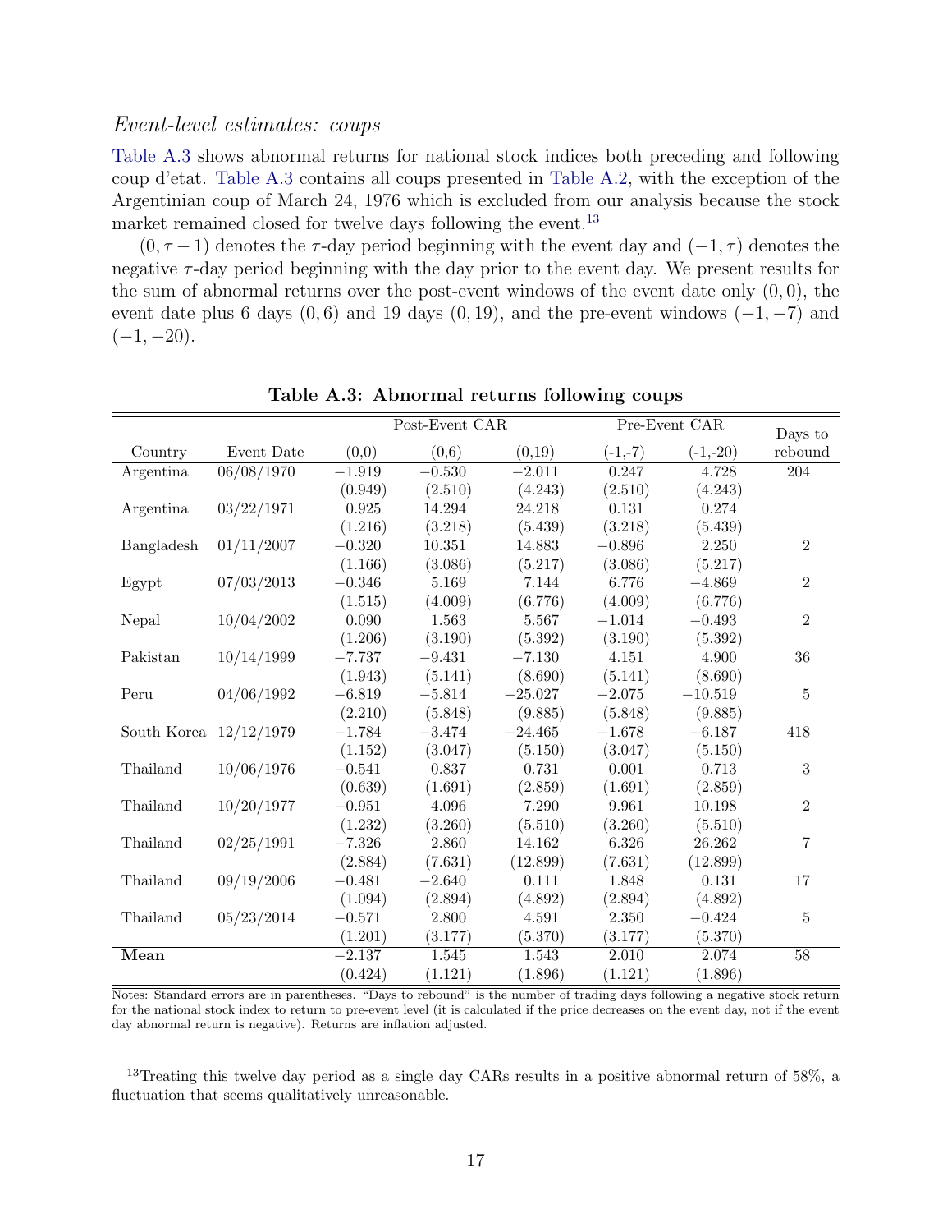### *Event-level estimates: coups*

Table A.3 shows abnormal returns for national stock indices both preceding and following coup d'etat. Table A.3 contains all coups presented in Table A.2, with the exception of the Argentinian coup of March 24, 1976 which is excluded from our analysis because the stock market remained closed for twelve days following the event.[13]

$(0, \tau - 1)$ denotes the $\tau$-day period beginning with the event day and $(-1, \tau)$ denotes the negative $\tau$-day period beginning with the day prior to the event day. We present results for the sum of abnormal returns over the post-event windows of the event date only $(0, 0)$, the event date plus 6 days $(0, 6)$ and 19 days $(0, 19)$, and the pre-event windows $(-1, -7)$ and $(-1, -20)$.

**Table A.3: Abnormal returns following coups**

| | | Post-Event CAR | | | Pre-Event CAR | | Days to |
|---|---|---|---|---|---|---|---|
| Country | Event Date | (0,0) | (0,6) | (0,19) | (-1,-7) | (-1,-20) | rebound |
| Argentina | 06/08/1970 | −1.919 | −0.530 | −2.011 | 0.247 | 4.728 | 204 |
| | | (0.949) | (2.510) | (4.243) | (2.510) | (4.243) | |
| Argentina | 03/22/1971 | 0.925 | 14.294 | 24.218 | 0.131 | 0.274 | |
| | | (1.216) | (3.218) | (5.439) | (3.218) | (5.439) | |
| Bangladesh | 01/11/2007 | −0.320 | 10.351 | 14.883 | −0.896 | 2.250 | 2 |
| | | (1.166) | (3.086) | (5.217) | (3.086) | (5.217) | |
| Egypt | 07/03/2013 | −0.346 | 5.169 | 7.144 | 6.776 | −4.869 | 2 |
| | | (1.515) | (4.009) | (6.776) | (4.009) | (6.776) | |
| Nepal | 10/04/2002 | 0.090 | 1.563 | 5.567 | −1.014 | −0.493 | 2 |
| | | (1.206) | (3.190) | (5.392) | (3.190) | (5.392) | |
| Pakistan | 10/14/1999 | −7.737 | −9.431 | −7.130 | 4.151 | 4.900 | 36 |
| | | (1.943) | (5.141) | (8.690) | (5.141) | (8.690) | |
| Peru | 04/06/1992 | −6.819 | −5.814 | −25.027 | −2.075 | −10.519 | 5 |
| | | (2.210) | (5.848) | (9.885) | (5.848) | (9.885) | |
| South Korea | 12/12/1979 | −1.784 | −3.474 | −24.465 | −1.678 | −6.187 | 418 |
| | | (1.152) | (3.047) | (5.150) | (3.047) | (5.150) | |
| Thailand | 10/06/1976 | −0.541 | 0.837 | 0.731 | 0.001 | 0.713 | 3 |
| | | (0.639) | (1.691) | (2.859) | (1.691) | (2.859) | |
| Thailand | 10/20/1977 | −0.951 | 4.096 | 7.290 | 9.961 | 10.198 | 2 |
| | | (1.232) | (3.260) | (5.510) | (3.260) | (5.510) | |
| Thailand | 02/25/1991 | −7.326 | 2.860 | 14.162 | 6.326 | 26.262 | 7 |
| | | (2.884) | (7.631) | (12.899) | (7.631) | (12.899) | |
| Thailand | 09/19/2006 | −0.481 | −2.640 | 0.111 | 1.848 | 0.131 | 17 |
| | | (1.094) | (2.894) | (4.892) | (2.894) | (4.892) | |
| Thailand | 05/23/2014 | −0.571 | 2.800 | 4.591 | 2.350 | −0.424 | 5 |
| | | (1.201) | (3.177) | (5.370) | (3.177) | (5.370) | |
| **Mean** | | −2.137 | 1.545 | 1.543 | 2.010 | 2.074 | 58 |
| | | (0.424) | (1.121) | (1.896) | (1.121) | (1.896) | |

Notes: Standard errors are in parentheses. "Days to rebound" is the number of trading days following a negative stock return for the national stock index to return to pre-event level (it is calculated if the price decreases on the event day, not if the event day abnormal return is negative). Returns are inflation adjusted.

[13] Treating this twelve day period as a single day CARs results in a positive abnormal return of 58%, a fluctuation that seems qualitatively unreasonable.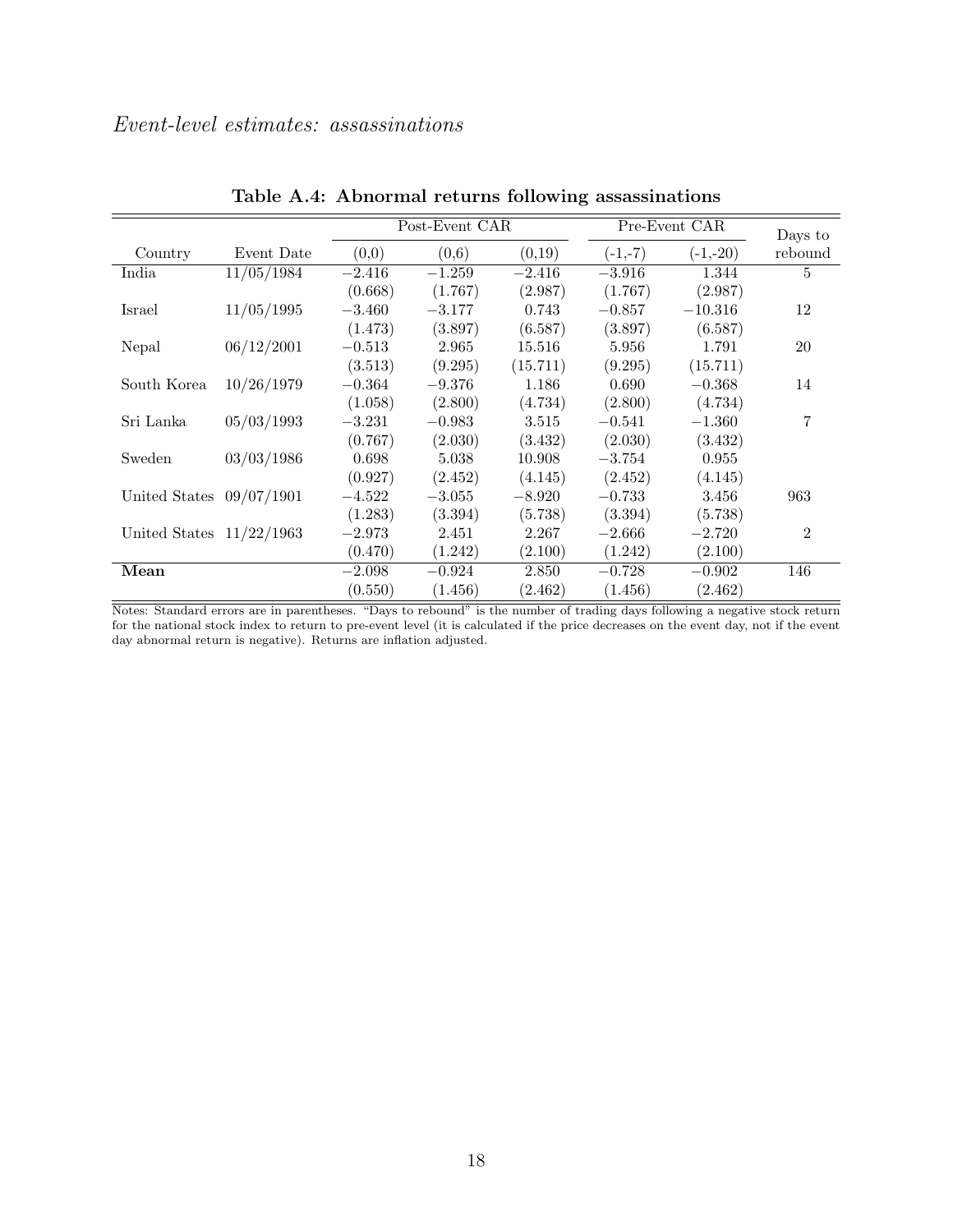*Event-level estimates: assassinations*

**Table A.4: Abnormal returns following assassinations**

| | | Post-Event CAR | | | Pre-Event CAR | | Days to |
|---|---|---|---|---|---|---|---|
| Country | Event Date | (0,0) | (0,6) | (0,19) | (-1,-7) | (-1,-20) | rebound |
| India | 11/05/1984 | −2.416 | −1.259 | −2.416 | −3.916 | 1.344 | 5 |
| | | (0.668) | (1.767) | (2.987) | (1.767) | (2.987) | |
| Israel | 11/05/1995 | −3.460 | −3.177 | 0.743 | −0.857 | −10.316 | 12 |
| | | (1.473) | (3.897) | (6.587) | (3.897) | (6.587) | |
| Nepal | 06/12/2001 | −0.513 | 2.965 | 15.516 | 5.956 | 1.791 | 20 |
| | | (3.513) | (9.295) | (15.711) | (9.295) | (15.711) | |
| South Korea | 10/26/1979 | −0.364 | −9.376 | 1.186 | 0.690 | −0.368 | 14 |
| | | (1.058) | (2.800) | (4.734) | (2.800) | (4.734) | |
| Sri Lanka | 05/03/1993 | −3.231 | −0.983 | 3.515 | −0.541 | −1.360 | 7 |
| | | (0.767) | (2.030) | (3.432) | (2.030) | (3.432) | |
| Sweden | 03/03/1986 | 0.698 | 5.038 | 10.908 | −3.754 | 0.955 | |
| | | (0.927) | (2.452) | (4.145) | (2.452) | (4.145) | |
| United States | 09/07/1901 | −4.522 | −3.055 | −8.920 | −0.733 | 3.456 | 963 |
| | | (1.283) | (3.394) | (5.738) | (3.394) | (5.738) | |
| United States | 11/22/1963 | −2.973 | 2.451 | 2.267 | −2.666 | −2.720 | 2 |
| | | (0.470) | (1.242) | (2.100) | (1.242) | (2.100) | |
| **Mean** | | −2.098 | −0.924 | 2.850 | −0.728 | −0.902 | 146 |
| | | (0.550) | (1.456) | (2.462) | (1.456) | (2.462) | |

Notes: Standard errors are in parentheses. "Days to rebound" is the number of trading days following a negative stock return for the national stock index to return to pre-event level (it is calculated if the price decreases on the event day, not if the event day abnormal return is negative). Returns are inflation adjusted.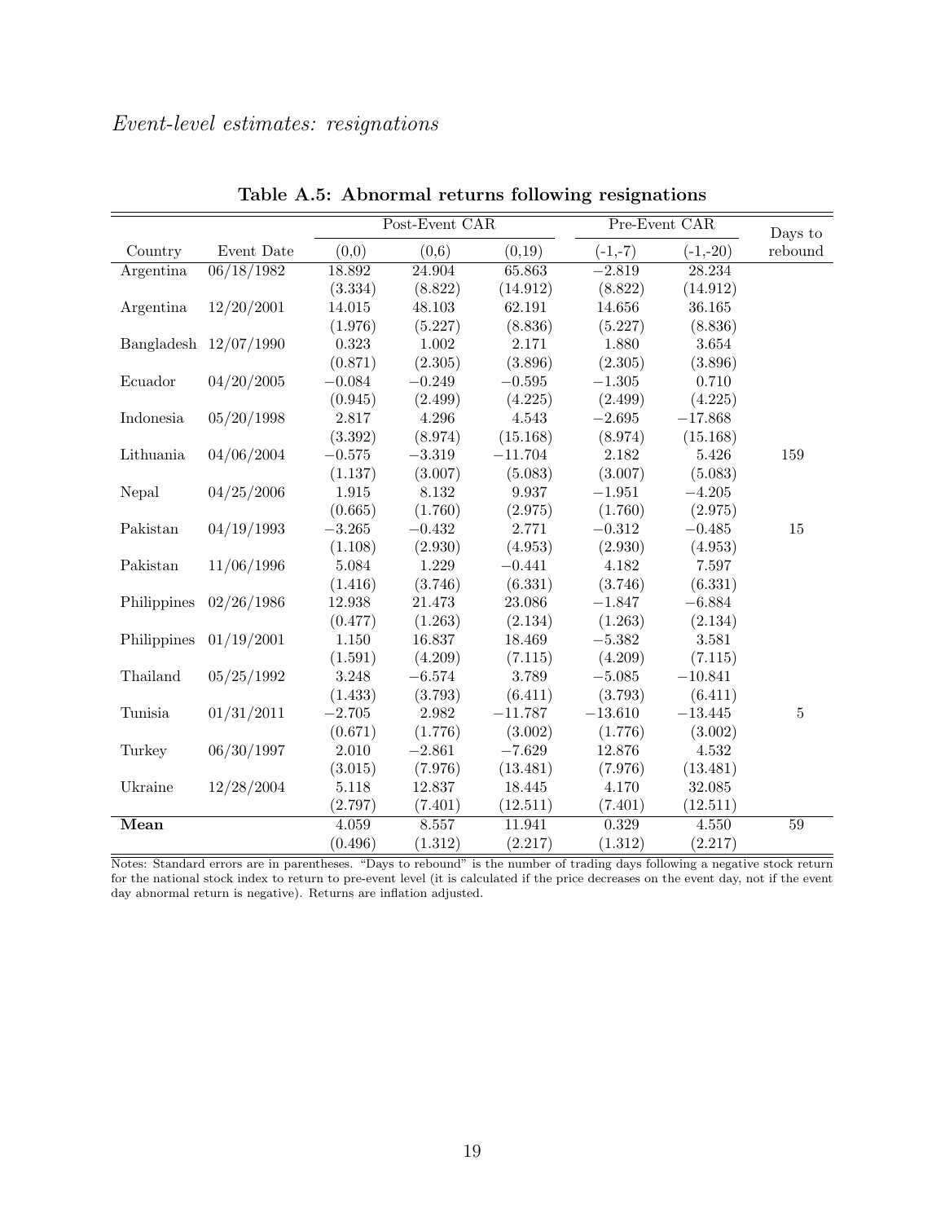*Event-level estimates: resignations*

**Table A.5: Abnormal returns following resignations**

| | | Post-Event CAR | | | Pre-Event CAR | | Days to |
|---|---|---|---|---|---|---|---|
| Country | Event Date | (0,0) | (0,6) | (0,19) | (-1,-7) | (-1,-20) | rebound |
| Argentina | 06/18/1982 | 18.892 | 24.904 | 65.863 | −2.819 | 28.234 | |
| | | (3.334) | (8.822) | (14.912) | (8.822) | (14.912) | |
| Argentina | 12/20/2001 | 14.015 | 48.103 | 62.191 | 14.656 | 36.165 | |
| | | (1.976) | (5.227) | (8.836) | (5.227) | (8.836) | |
| Bangladesh | 12/07/1990 | 0.323 | 1.002 | 2.171 | 1.880 | 3.654 | |
| | | (0.871) | (2.305) | (3.896) | (2.305) | (3.896) | |
| Ecuador | 04/20/2005 | −0.084 | −0.249 | −0.595 | −1.305 | 0.710 | |
| | | (0.945) | (2.499) | (4.225) | (2.499) | (4.225) | |
| Indonesia | 05/20/1998 | 2.817 | 4.296 | 4.543 | −2.695 | −17.868 | |
| | | (3.392) | (8.974) | (15.168) | (8.974) | (15.168) | |
| Lithuania | 04/06/2004 | −0.575 | −3.319 | −11.704 | 2.182 | 5.426 | 159 |
| | | (1.137) | (3.007) | (5.083) | (3.007) | (5.083) | |
| Nepal | 04/25/2006 | 1.915 | 8.132 | 9.937 | −1.951 | −4.205 | |
| | | (0.665) | (1.760) | (2.975) | (1.760) | (2.975) | |
| Pakistan | 04/19/1993 | −3.265 | −0.432 | 2.771 | −0.312 | −0.485 | 15 |
| | | (1.108) | (2.930) | (4.953) | (2.930) | (4.953) | |
| Pakistan | 11/06/1996 | 5.084 | 1.229 | −0.441 | 4.182 | 7.597 | |
| | | (1.416) | (3.746) | (6.331) | (3.746) | (6.331) | |
| Philippines | 02/26/1986 | 12.938 | 21.473 | 23.086 | −1.847 | −6.884 | |
| | | (0.477) | (1.263) | (2.134) | (1.263) | (2.134) | |
| Philippines | 01/19/2001 | 1.150 | 16.837 | 18.469 | −5.382 | 3.581 | |
| | | (1.591) | (4.209) | (7.115) | (4.209) | (7.115) | |
| Thailand | 05/25/1992 | 3.248 | −6.574 | 3.789 | −5.085 | −10.841 | |
| | | (1.433) | (3.793) | (6.411) | (3.793) | (6.411) | |
| Tunisia | 01/31/2011 | −2.705 | 2.982 | −11.787 | −13.610 | −13.445 | 5 |
| | | (0.671) | (1.776) | (3.002) | (1.776) | (3.002) | |
| Turkey | 06/30/1997 | 2.010 | −2.861 | −7.629 | 12.876 | 4.532 | |
| | | (3.015) | (7.976) | (13.481) | (7.976) | (13.481) | |
| Ukraine | 12/28/2004 | 5.118 | 12.837 | 18.445 | 4.170 | 32.085 | |
| | | (2.797) | (7.401) | (12.511) | (7.401) | (12.511) | |
| **Mean** | | 4.059 | 8.557 | 11.941 | 0.329 | 4.550 | 59 |
| | | (0.496) | (1.312) | (2.217) | (1.312) | (2.217) | |

Notes: Standard errors are in parentheses. "Days to rebound" is the number of trading days following a negative stock return for the national stock index to return to pre-event level (it is calculated if the price decreases on the event day, not if the event day abnormal return is negative). Returns are inflation adjusted.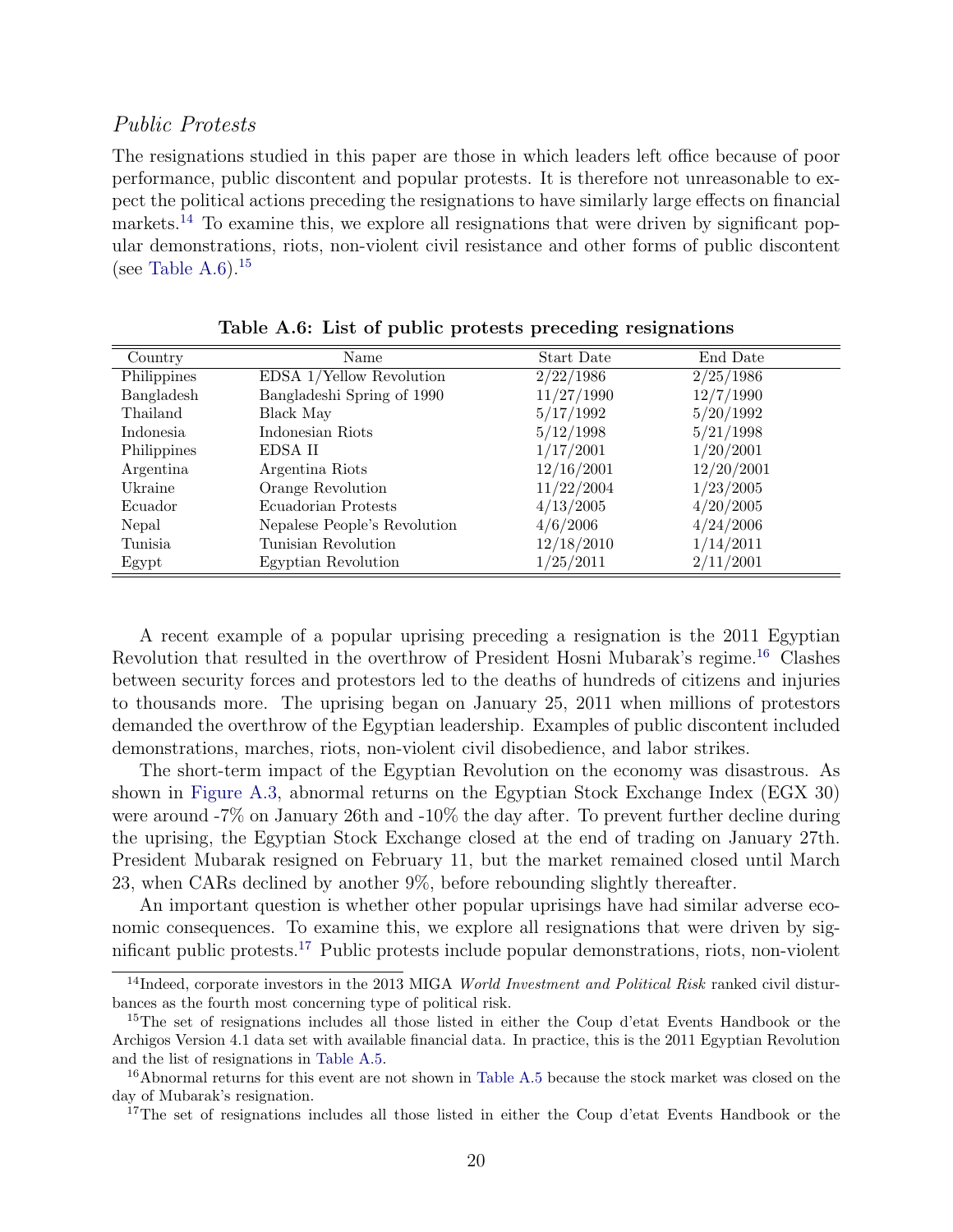*Public Protests*

The resignations studied in this paper are those in which leaders left office because of poor performance, public discontent and popular protests. It is therefore not unreasonable to expect the political actions preceding the resignations to have similarly large effects on financial markets.[14] To examine this, we explore all resignations that were driven by significant popular demonstrations, riots, non-violent civil resistance and other forms of public discontent (see Table A.6).[15]

**Table A.6: List of public protests preceding resignations**

| Country | Name | Start Date | End Date |
|---|---|---|---|
| Philippines | EDSA 1/Yellow Revolution | 2/22/1986 | 2/25/1986 |
| Bangladesh | Bangladeshi Spring of 1990 | 11/27/1990 | 12/7/1990 |
| Thailand | Black May | 5/17/1992 | 5/20/1992 |
| Indonesia | Indonesian Riots | 5/12/1998 | 5/21/1998 |
| Philippines | EDSA II | 1/17/2001 | 1/20/2001 |
| Argentina | Argentina Riots | 12/16/2001 | 12/20/2001 |
| Ukraine | Orange Revolution | 11/22/2004 | 1/23/2005 |
| Ecuador | Ecuadorian Protests | 4/13/2005 | 4/20/2005 |
| Nepal | Nepalese People's Revolution | 4/6/2006 | 4/24/2006 |
| Tunisia | Tunisian Revolution | 12/18/2010 | 1/14/2011 |
| Egypt | Egyptian Revolution | 1/25/2011 | 2/11/2001 |

A recent example of a popular uprising preceding a resignation is the 2011 Egyptian Revolution that resulted in the overthrow of President Hosni Mubarak's regime.[16] Clashes between security forces and protestors led to the deaths of hundreds of citizens and injuries to thousands more. The uprising began on January 25, 2011 when millions of protestors demanded the overthrow of the Egyptian leadership. Examples of public discontent included demonstrations, marches, riots, non-violent civil disobedience, and labor strikes.

The short-term impact of the Egyptian Revolution on the economy was disastrous. As shown in Figure A.3, abnormal returns on the Egyptian Stock Exchange Index (EGX 30) were around -7% on January 26th and -10% the day after. To prevent further decline during the uprising, the Egyptian Stock Exchange closed at the end of trading on January 27th. President Mubarak resigned on February 11, but the market remained closed until March 23, when CARs declined by another 9%, before rebounding slightly thereafter.

An important question is whether other popular uprisings have had similar adverse economic consequences. To examine this, we explore all resignations that were driven by significant public protests.[17] Public protests include popular demonstrations, riots, non-violent

[14] Indeed, corporate investors in the 2013 MIGA *World Investment and Political Risk* ranked civil disturbances as the fourth most concerning type of political risk.

[15] The set of resignations includes all those listed in either the Coup d'etat Events Handbook or the Archigos Version 4.1 data set with available financial data. In practice, this is the 2011 Egyptian Revolution and the list of resignations in Table A.5.

[16] Abnormal returns for this event are not shown in Table A.5 because the stock market was closed on the day of Mubarak's resignation.

[17] The set of resignations includes all those listed in either the Coup d'etat Events Handbook or the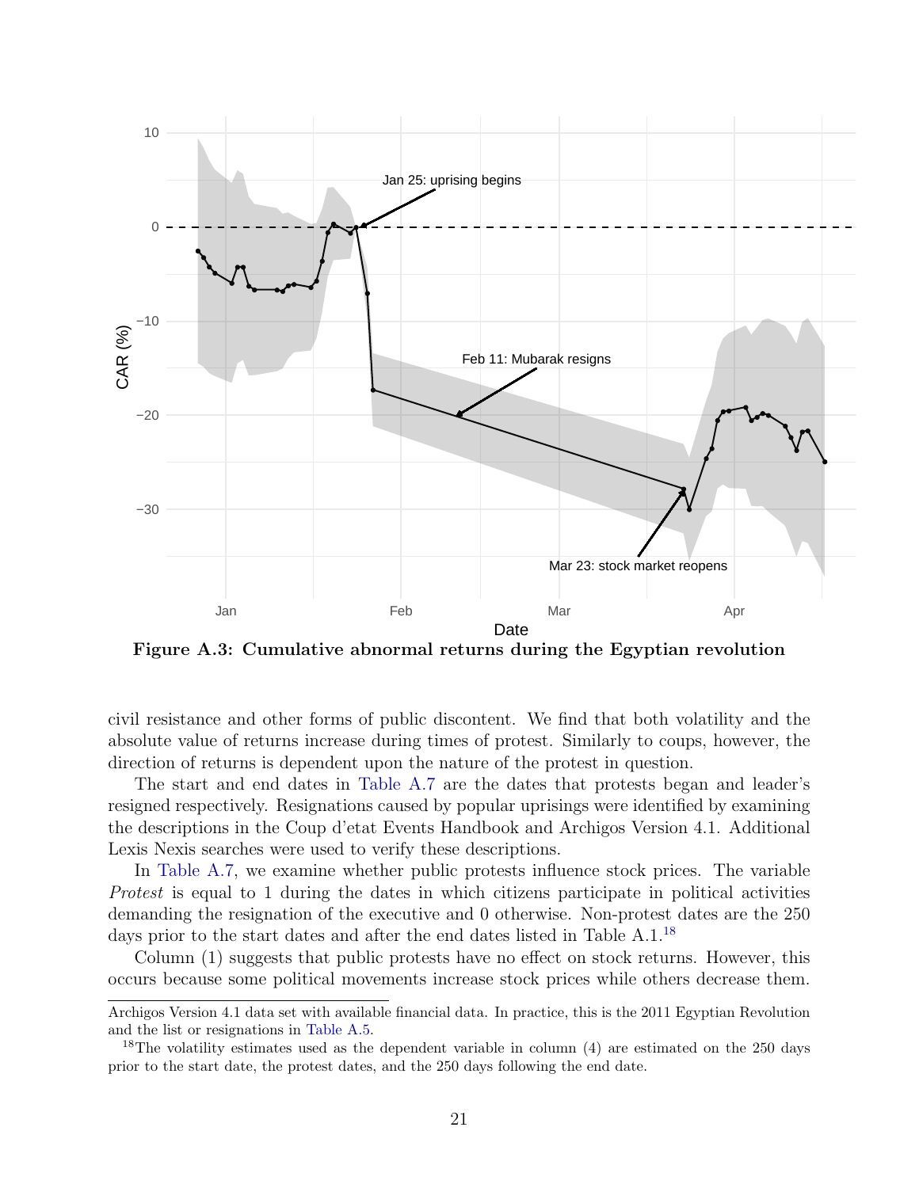**Figure A.3: Cumulative abnormal returns during the Egyptian revolution**

civil resistance and other forms of public discontent. We find that both volatility and the absolute value of returns increase during times of protest. Similarly to coups, however, the direction of returns is dependent upon the nature of the protest in question.

The start and end dates in Table A.7 are the dates that protests began and leader's resigned respectively. Resignations caused by popular uprisings were identified by examining the descriptions in the Coup d'etat Events Handbook and Archigos Version 4.1. Additional Lexis Nexis searches were used to verify these descriptions.

In Table A.7, we examine whether public protests influence stock prices. The variable *Protest* is equal to 1 during the dates in which citizens participate in political activities demanding the resignation of the executive and 0 otherwise. Non-protest dates are the 250 days prior to the start dates and after the end dates listed in Table A.1.[18]

Column (1) suggests that public protests have no effect on stock returns. However, this occurs because some political movements increase stock prices while others decrease them.

---

Archigos Version 4.1 data set with available financial data. In practice, this is the 2011 Egyptian Revolution and the list or resignations in Table A.5.

[18]The volatility estimates used as the dependent variable in column (4) are estimated on the 250 days prior to the start date, the protest dates, and the 250 days following the end date.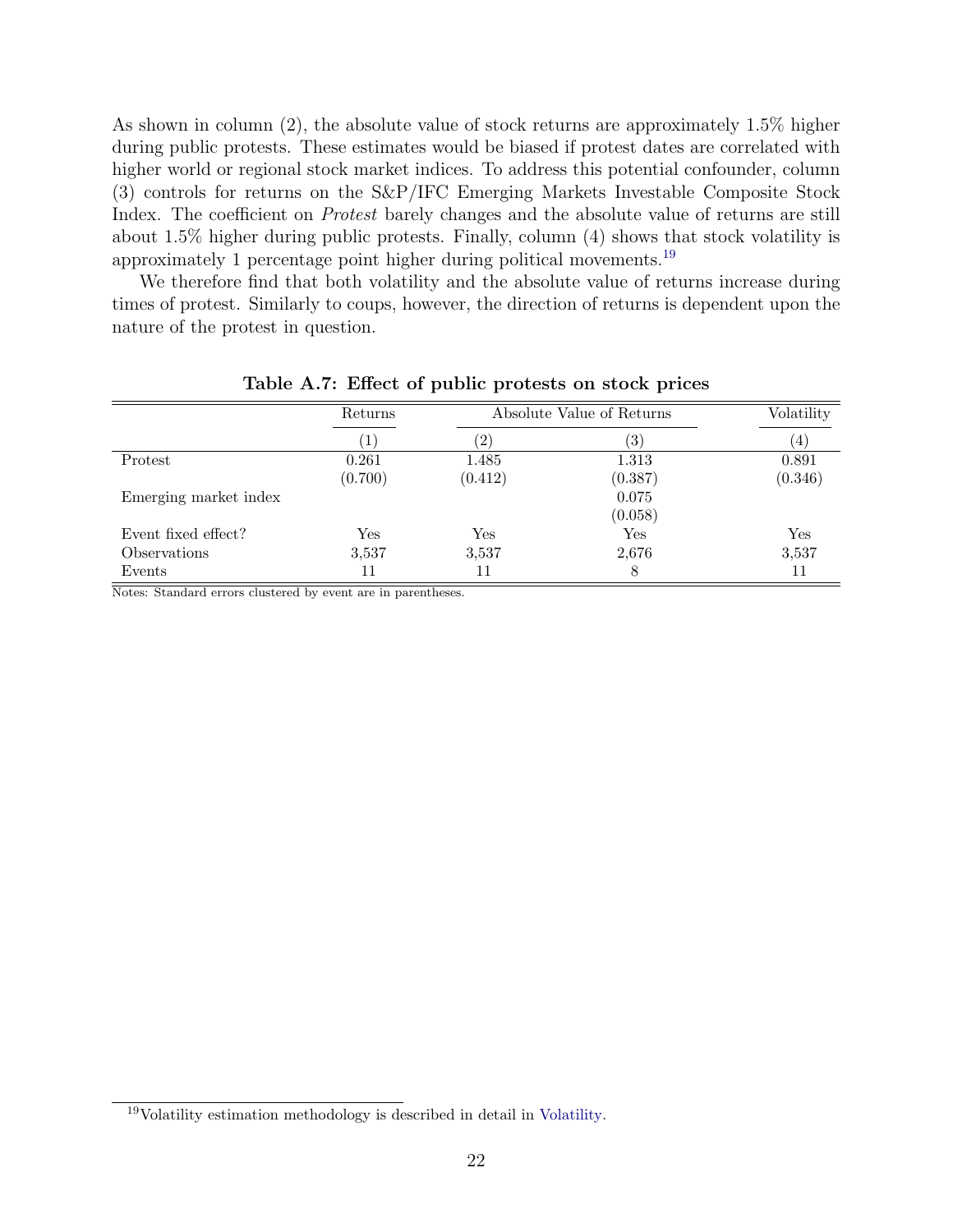As shown in column (2), the absolute value of stock returns are approximately 1.5% higher during public protests. These estimates would be biased if protest dates are correlated with higher world or regional stock market indices. To address this potential confounder, column (3) controls for returns on the S&P/IFC Emerging Markets Investable Composite Stock Index. The coefficient on *Protest* barely changes and the absolute value of returns are still about 1.5% higher during public protests. Finally, column (4) shows that stock volatility is approximately 1 percentage point higher during political movements.[19]

We therefore find that both volatility and the absolute value of returns increase during times of protest. Similarly to coups, however, the direction of returns is dependent upon the nature of the protest in question.

**Table A.7: Effect of public protests on stock prices**

| | Returns | Absolute Value of Returns | | Volatility |
|---|---|---|---|---|
| | (1) | (2) | (3) | (4) |
| Protest | 0.261 | 1.485 | 1.313 | 0.891 |
| | (0.700) | (0.412) | (0.387) | (0.346) |
| Emerging market index | | | 0.075 | |
| | | | (0.058) | |
| Event fixed effect? | Yes | Yes | Yes | Yes |
| Observations | 3,537 | 3,537 | 2,676 | 3,537 |
| Events | 11 | 11 | 8 | 11 |

Notes: Standard errors clustered by event are in parentheses.

[19] Volatility estimation methodology is described in detail in Volatility.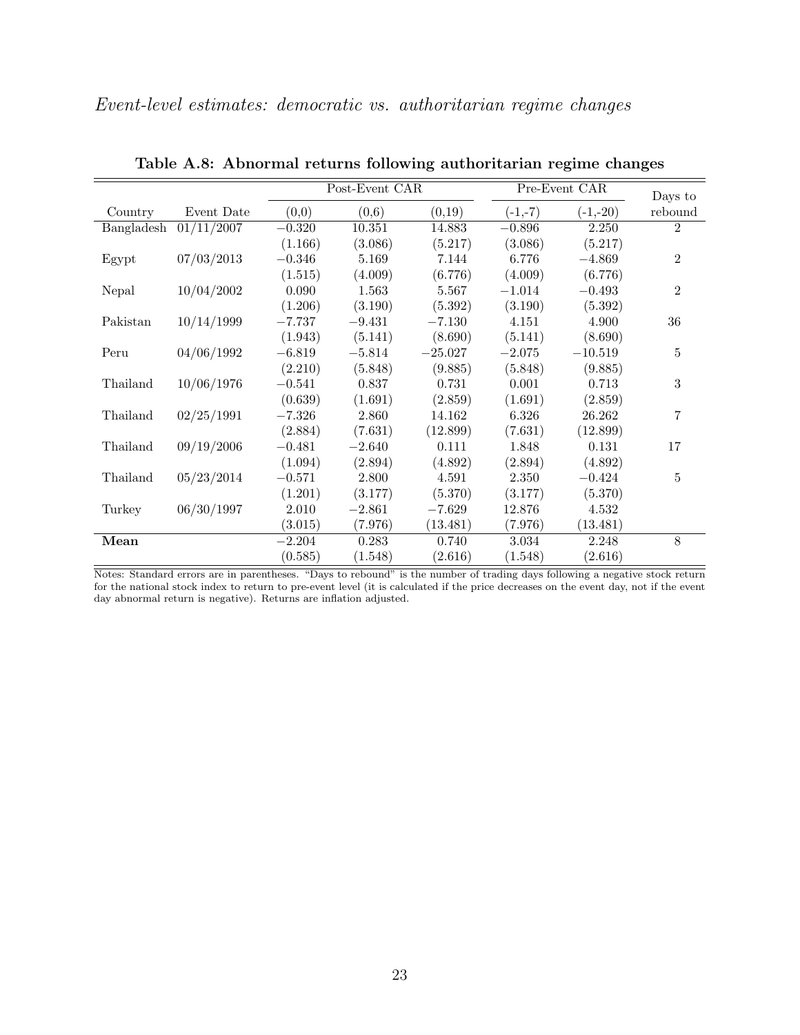*Event-level estimates: democratic vs. authoritarian regime changes*

**Table A.8: Abnormal returns following authoritarian regime changes**

| | | Post-Event CAR | | | Pre-Event CAR | | Days to |
|---|---|---|---|---|---|---|---|
| Country | Event Date | (0,0) | (0,6) | (0,19) | (-1,-7) | (-1,-20) | rebound |
| Bangladesh | 01/11/2007 | −0.320 | 10.351 | 14.883 | −0.896 | 2.250 | 2 |
| | | (1.166) | (3.086) | (5.217) | (3.086) | (5.217) | |
| Egypt | 07/03/2013 | −0.346 | 5.169 | 7.144 | 6.776 | −4.869 | 2 |
| | | (1.515) | (4.009) | (6.776) | (4.009) | (6.776) | |
| Nepal | 10/04/2002 | 0.090 | 1.563 | 5.567 | −1.014 | −0.493 | 2 |
| | | (1.206) | (3.190) | (5.392) | (3.190) | (5.392) | |
| Pakistan | 10/14/1999 | −7.737 | −9.431 | −7.130 | 4.151 | 4.900 | 36 |
| | | (1.943) | (5.141) | (8.690) | (5.141) | (8.690) | |
| Peru | 04/06/1992 | −6.819 | −5.814 | −25.027 | −2.075 | −10.519 | 5 |
| | | (2.210) | (5.848) | (9.885) | (5.848) | (9.885) | |
| Thailand | 10/06/1976 | −0.541 | 0.837 | 0.731 | 0.001 | 0.713 | 3 |
| | | (0.639) | (1.691) | (2.859) | (1.691) | (2.859) | |
| Thailand | 02/25/1991 | −7.326 | 2.860 | 14.162 | 6.326 | 26.262 | 7 |
| | | (2.884) | (7.631) | (12.899) | (7.631) | (12.899) | |
| Thailand | 09/19/2006 | −0.481 | −2.640 | 0.111 | 1.848 | 0.131 | 17 |
| | | (1.094) | (2.894) | (4.892) | (2.894) | (4.892) | |
| Thailand | 05/23/2014 | −0.571 | 2.800 | 4.591 | 2.350 | −0.424 | 5 |
| | | (1.201) | (3.177) | (5.370) | (3.177) | (5.370) | |
| Turkey | 06/30/1997 | 2.010 | −2.861 | −7.629 | 12.876 | 4.532 | |
| | | (3.015) | (7.976) | (13.481) | (7.976) | (13.481) | |
| **Mean** | | −2.204 | 0.283 | 0.740 | 3.034 | 2.248 | 8 |
| | | (0.585) | (1.548) | (2.616) | (1.548) | (2.616) | |

Notes: Standard errors are in parentheses. "Days to rebound" is the number of trading days following a negative stock return for the national stock index to return to pre-event level (it is calculated if the price decreases on the event day, not if the event day abnormal return is negative). Returns are inflation adjusted.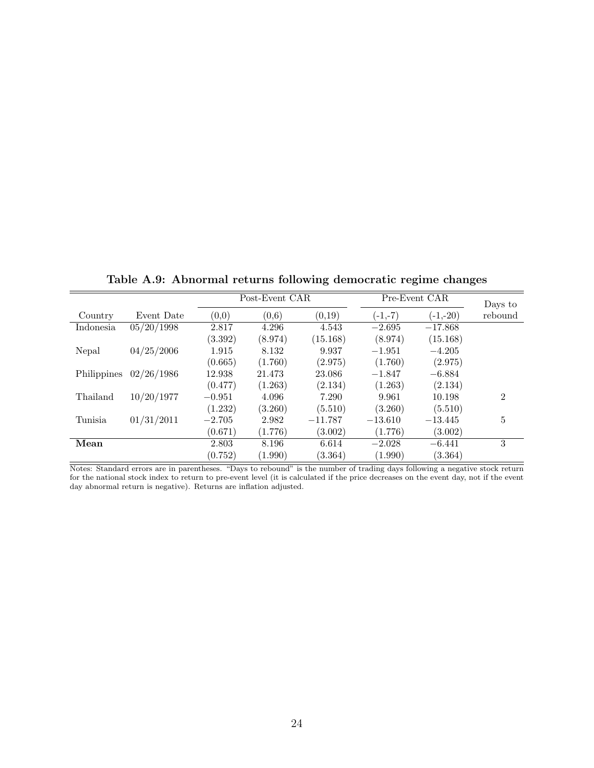**Table A.9: Abnormal returns following democratic regime changes**

| | | Post-Event CAR | | | Pre-Event CAR | | Days to |
|---|---|---|---|---|---|---|---|
| Country | Event Date | (0,0) | (0,6) | (0,19) | (-1,-7) | (-1,-20) | rebound |
| Indonesia | 05/20/1998 | 2.817 | 4.296 | 4.543 | −2.695 | −17.868 | |
| | | (3.392) | (8.974) | (15.168) | (8.974) | (15.168) | |
| Nepal | 04/25/2006 | 1.915 | 8.132 | 9.937 | −1.951 | −4.205 | |
| | | (0.665) | (1.760) | (2.975) | (1.760) | (2.975) | |
| Philippines | 02/26/1986 | 12.938 | 21.473 | 23.086 | −1.847 | −6.884 | |
| | | (0.477) | (1.263) | (2.134) | (1.263) | (2.134) | |
| Thailand | 10/20/1977 | −0.951 | 4.096 | 7.290 | 9.961 | 10.198 | 2 |
| | | (1.232) | (3.260) | (5.510) | (3.260) | (5.510) | |
| Tunisia | 01/31/2011 | −2.705 | 2.982 | −11.787 | −13.610 | −13.445 | 5 |
| | | (0.671) | (1.776) | (3.002) | (1.776) | (3.002) | |
| **Mean** | | 2.803 | 8.196 | 6.614 | −2.028 | −6.441 | 3 |
| | | (0.752) | (1.990) | (3.364) | (1.990) | (3.364) | |

Notes: Standard errors are in parentheses. "Days to rebound" is the number of trading days following a negative stock return for the national stock index to return to pre-event level (it is calculated if the price decreases on the event day, not if the event day abnormal return is negative). Returns are inflation adjusted.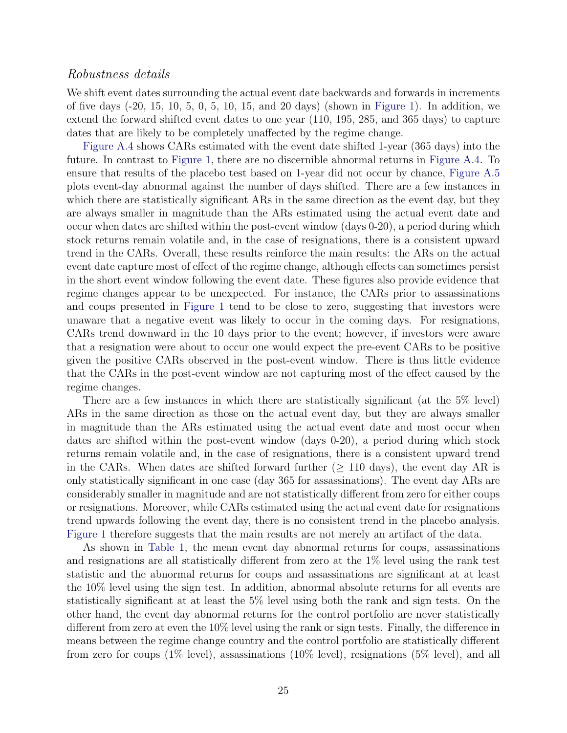### *Robustness details*

We shift event dates surrounding the actual event date backwards and forwards in increments of five days (-20, 15, 10, 5, 0, 5, 10, 15, and 20 days) (shown in Figure 1). In addition, we extend the forward shifted event dates to one year (110, 195, 285, and 365 days) to capture dates that are likely to be completely unaffected by the regime change.

Figure A.4 shows CARs estimated with the event date shifted 1-year (365 days) into the future. In contrast to Figure 1, there are no discernible abnormal returns in Figure A.4. To ensure that results of the placebo test based on 1-year did not occur by chance, Figure A.5 plots event-day abnormal against the number of days shifted. There are a few instances in which there are statistically significant ARs in the same direction as the event day, but they are always smaller in magnitude than the ARs estimated using the actual event date and occur when dates are shifted within the post-event window (days 0-20), a period during which stock returns remain volatile and, in the case of resignations, there is a consistent upward trend in the CARs. Overall, these results reinforce the main results: the ARs on the actual event date capture most of effect of the regime change, although effects can sometimes persist in the short event window following the event date. These figures also provide evidence that regime changes appear to be unexpected. For instance, the CARs prior to assassinations and coups presented in Figure 1 tend to be close to zero, suggesting that investors were unaware that a negative event was likely to occur in the coming days. For resignations, CARs trend downward in the 10 days prior to the event; however, if investors were aware that a resignation were about to occur one would expect the pre-event CARs to be positive given the positive CARs observed in the post-event window. There is thus little evidence that the CARs in the post-event window are not capturing most of the effect caused by the regime changes.

There are a few instances in which there are statistically significant (at the 5% level) ARs in the same direction as those on the actual event day, but they are always smaller in magnitude than the ARs estimated using the actual event date and most occur when dates are shifted within the post-event window (days 0-20), a period during which stock returns remain volatile and, in the case of resignations, there is a consistent upward trend in the CARs. When dates are shifted forward further ($\geq$ 110 days), the event day AR is only statistically significant in one case (day 365 for assassinations). The event day ARs are considerably smaller in magnitude and are not statistically different from zero for either coups or resignations. Moreover, while CARs estimated using the actual event date for resignations trend upwards following the event day, there is no consistent trend in the placebo analysis. Figure 1 therefore suggests that the main results are not merely an artifact of the data.

As shown in Table 1, the mean event day abnormal returns for coups, assassinations and resignations are all statistically different from zero at the 1% level using the rank test statistic and the abnormal returns for coups and assassinations are significant at at least the 10% level using the sign test. In addition, abnormal absolute returns for all events are statistically significant at at least the 5% level using both the rank and sign tests. On the other hand, the event day abnormal returns for the control portfolio are never statistically different from zero at even the 10% level using the rank or sign tests. Finally, the difference in means between the regime change country and the control portfolio are statistically different from zero for coups (1% level), assassinations (10% level), resignations (5% level), and all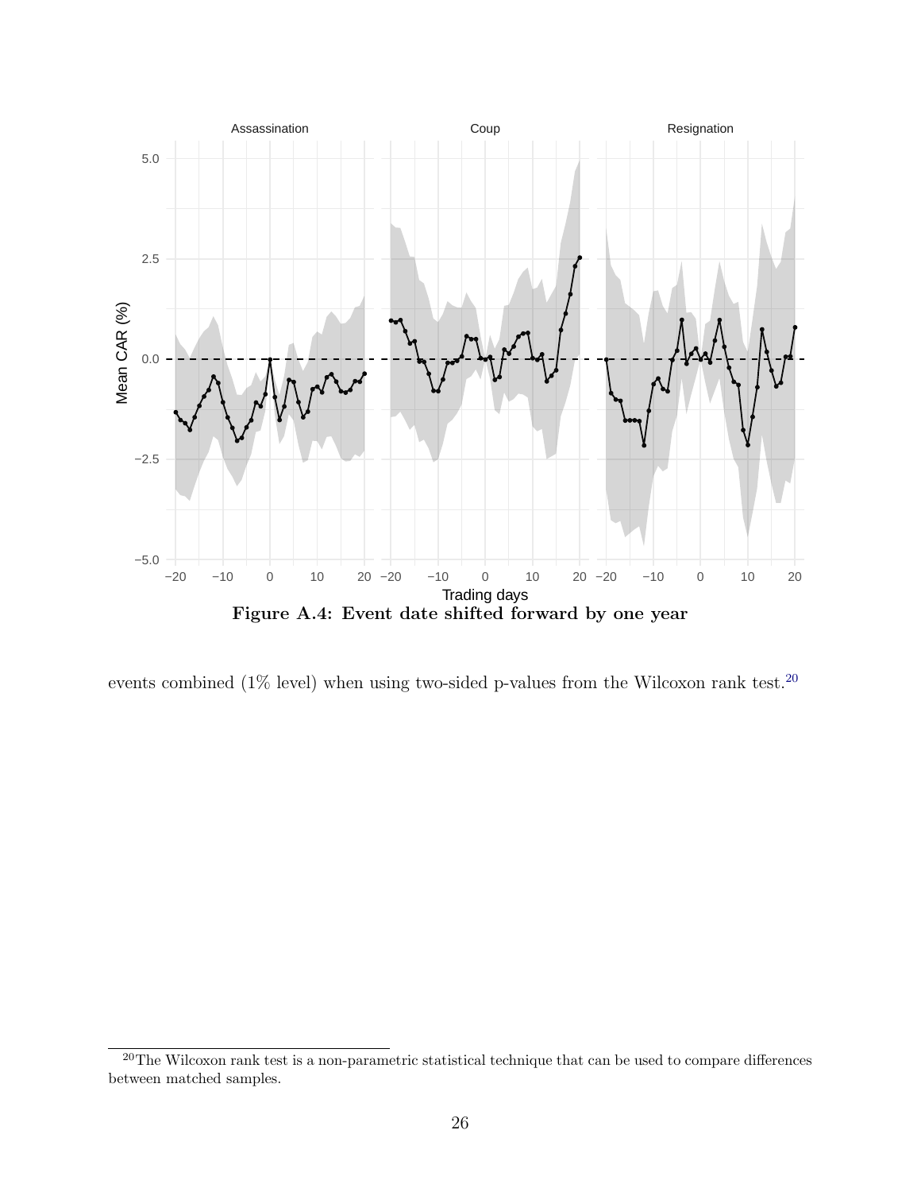**Figure A.4: Event date shifted forward by one year**

events combined (1% level) when using two-sided p-values from the Wilcoxon rank test.[20]

[20]The Wilcoxon rank test is a non-parametric statistical technique that can be used to compare differences between matched samples.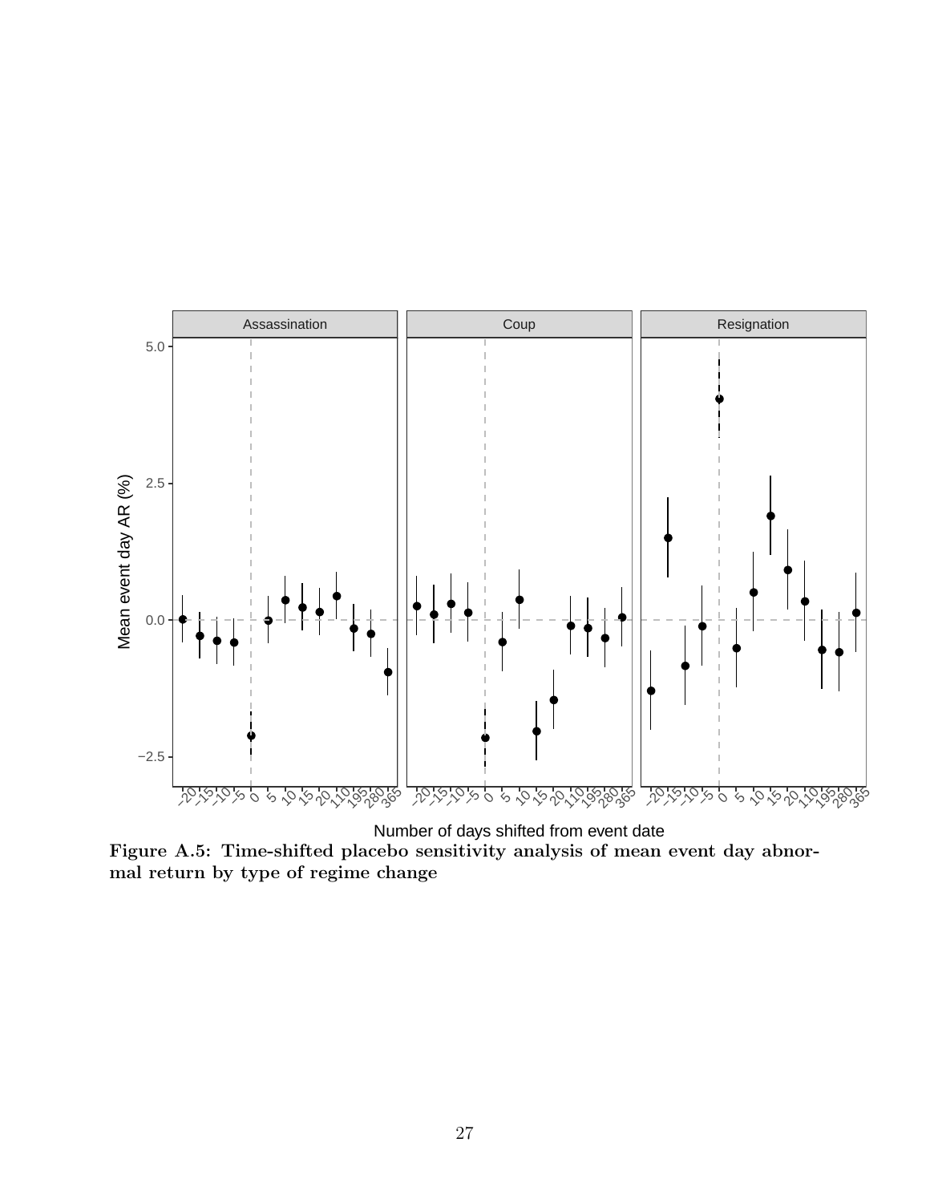**Figure A.5: Time-shifted placebo sensitivity analysis of mean event day abnormal return by type of regime change**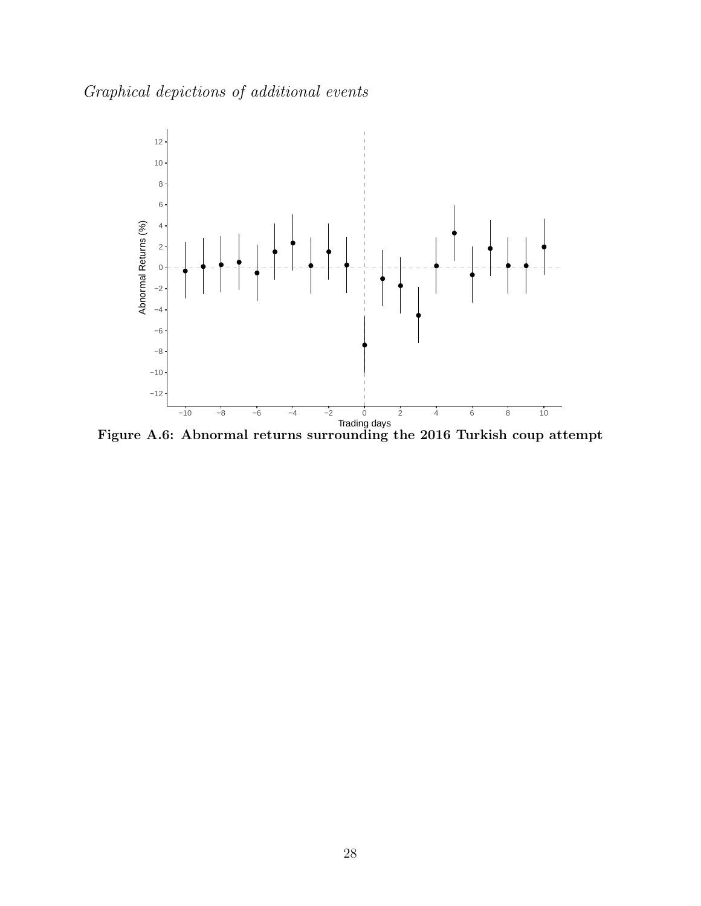*Graphical depictions of additional events*

Abnormal Returns (%)

12
10
8
6
4
2
0
−2
−4
−6
−8
−10
−12

−10 −8 −6 −4 −2 0 2 4 6 8 10

Trading days

**Figure A.6: Abnormal returns surrounding the 2016 Turkish coup attempt**